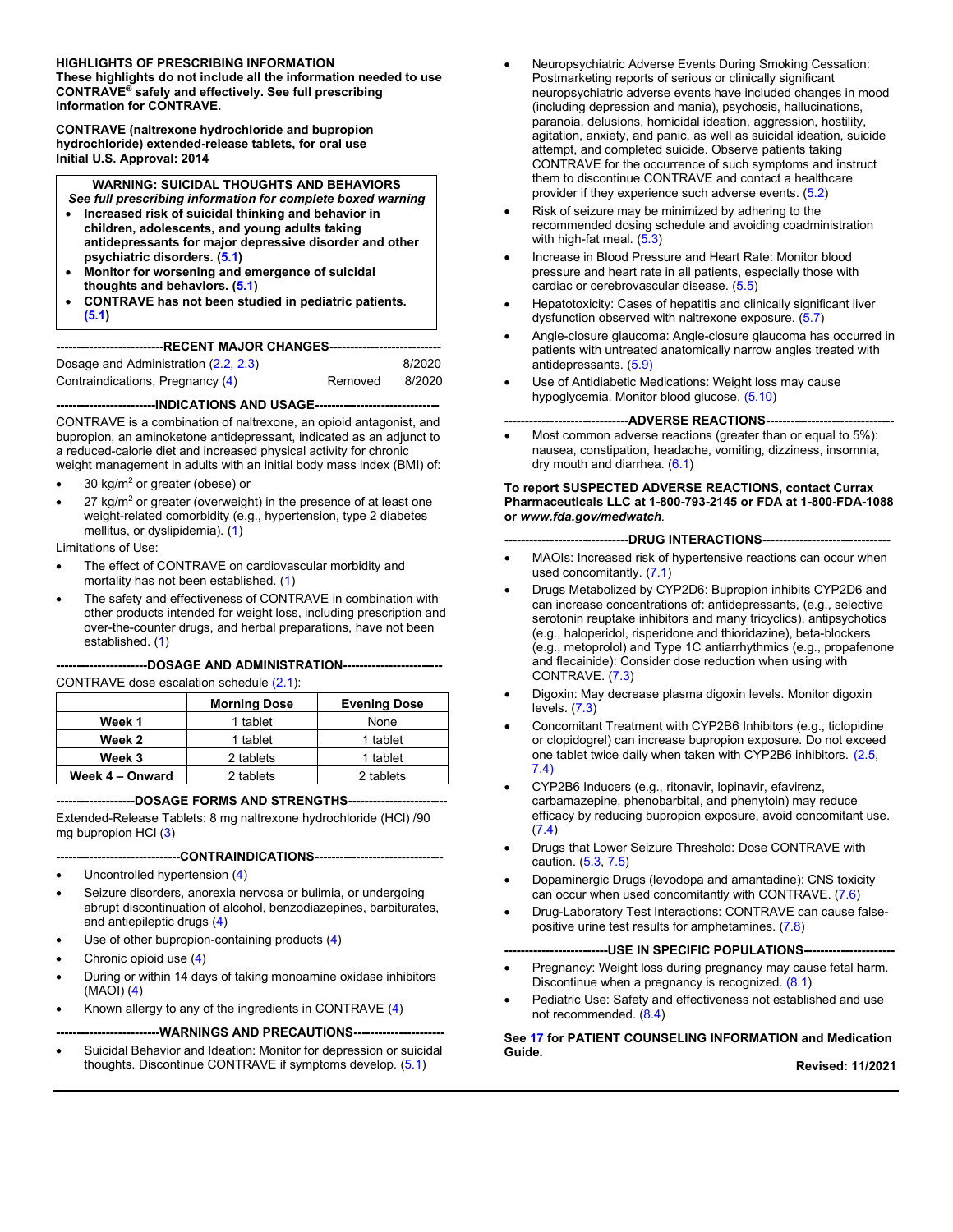**HIGHLIGHTS OF PRESCRIBING INFORMATION**
**These highlights do not include all the information needed to use CONTRAVE® safely and effectively. See full prescribing information for CONTRAVE.**

**CONTRAVE (naltrexone hydrochloride and bupropion hydrochloride) extended-release tablets, for oral use**
**Initial U.S. Approval: 2014**

> **WARNING: SUICIDAL THOUGHTS AND BEHAVIORS**
> ***See full prescribing information for complete boxed warning***
> - **Increased risk of suicidal thinking and behavior in children, adolescents, and young adults taking antidepressants for major depressive disorder and other psychiatric disorders. (5.1)**
> - **Monitor for worsening and emergence of suicidal thoughts and behaviors. (5.1)**
> - **CONTRAVE has not been studied in pediatric patients. (5.1)**

## RECENT MAJOR CHANGES

| | | |
|---|---|---|
| Dosage and Administration (2.2, 2.3) | | 8/2020 |
| Contraindications, Pregnancy (4) | Removed | 8/2020 |

## INDICATIONS AND USAGE

CONTRAVE is a combination of naltrexone, an opioid antagonist, and bupropion, an aminoketone antidepressant, indicated as an adjunct to a reduced-calorie diet and increased physical activity for chronic weight management in adults with an initial body mass index (BMI) of:

- 30 kg/m$^2$ or greater (obese) or
- 27 kg/m$^2$ or greater (overweight) in the presence of at least one weight-related comorbidity (e.g., hypertension, type 2 diabetes mellitus, or dyslipidemia). (1)

Limitations of Use:

- The effect of CONTRAVE on cardiovascular morbidity and mortality has not been established. (1)
- The safety and effectiveness of CONTRAVE in combination with other products intended for weight loss, including prescription and over-the-counter drugs, and herbal preparations, have not been established. (1)

## DOSAGE AND ADMINISTRATION

CONTRAVE dose escalation schedule (2.1):

| | Morning Dose | Evening Dose |
|---|---|---|
| **Week 1** | 1 tablet | None |
| **Week 2** | 1 tablet | 1 tablet |
| **Week 3** | 2 tablets | 1 tablet |
| **Week 4 – Onward** | 2 tablets | 2 tablets |

## DOSAGE FORMS AND STRENGTHS

Extended-Release Tablets: 8 mg naltrexone hydrochloride (HCl) /90 mg bupropion HCl (3)

## CONTRAINDICATIONS

- Uncontrolled hypertension (4)
- Seizure disorders, anorexia nervosa or bulimia, or undergoing abrupt discontinuation of alcohol, benzodiazepines, barbiturates, and antiepileptic drugs (4)
- Use of other bupropion-containing products (4)
- Chronic opioid use (4)
- During or within 14 days of taking monoamine oxidase inhibitors (MAOI) (4)
- Known allergy to any of the ingredients in CONTRAVE (4)

## WARNINGS AND PRECAUTIONS

- Suicidal Behavior and Ideation: Monitor for depression or suicidal thoughts. Discontinue CONTRAVE if symptoms develop. (5.1)
- Neuropsychiatric Adverse Events During Smoking Cessation: Postmarketing reports of serious or clinically significant neuropsychiatric adverse events have included changes in mood (including depression and mania), psychosis, hallucinations, paranoia, delusions, homicidal ideation, aggression, hostility, agitation, anxiety, and panic, as well as suicidal ideation, suicide attempt, and completed suicide. Observe patients taking CONTRAVE for the occurrence of such symptoms and instruct them to discontinue CONTRAVE and contact a healthcare provider if they experience such adverse events. (5.2)
- Risk of seizure may be minimized by adhering to the recommended dosing schedule and avoiding coadministration with high-fat meal. (5.3)
- Increase in Blood Pressure and Heart Rate: Monitor blood pressure and heart rate in all patients, especially those with cardiac or cerebrovascular disease. (5.5)
- Hepatotoxicity: Cases of hepatitis and clinically significant liver dysfunction observed with naltrexone exposure. (5.7)
- Angle-closure glaucoma: Angle-closure glaucoma has occurred in patients with untreated anatomically narrow angles treated with antidepressants. (5.9)
- Use of Antidiabetic Medications: Weight loss may cause hypoglycemia. Monitor blood glucose. (5.10)

## ADVERSE REACTIONS

- Most common adverse reactions (greater than or equal to 5%): nausea, constipation, headache, vomiting, dizziness, insomnia, dry mouth and diarrhea. (6.1)

**To report SUSPECTED ADVERSE REACTIONS, contact Currax Pharmaceuticals LLC at 1-800-793-2145 or FDA at 1-800-FDA-1088 or *www.fda.gov/medwatch*.**

## DRUG INTERACTIONS

- MAOIs: Increased risk of hypertensive reactions can occur when used concomitantly. (7.1)
- Drugs Metabolized by CYP2D6: Bupropion inhibits CYP2D6 and can increase concentrations of: antidepressants, (e.g., selective serotonin reuptake inhibitors and many tricyclics), antipsychotics (e.g., haloperidol, risperidone and thioridazine), beta-blockers (e.g., metoprolol) and Type 1C antiarrhythmics (e.g., propafenone and flecainide): Consider dose reduction when using with CONTRAVE. (7.3)
- Digoxin: May decrease plasma digoxin levels. Monitor digoxin levels. (7.3)
- Concomitant Treatment with CYP2B6 Inhibitors (e.g., ticlopidine or clopidogrel) can increase bupropion exposure. Do not exceed one tablet twice daily when taken with CYP2B6 inhibitors. (2.5, 7.4)
- CYP2B6 Inducers (e.g., ritonavir, lopinavir, efavirenz, carbamazepine, phenobarbital, and phenytoin) may reduce efficacy by reducing bupropion exposure, avoid concomitant use. (7.4)
- Drugs that Lower Seizure Threshold: Dose CONTRAVE with caution. (5.3, 7.5)
- Dopaminergic Drugs (levodopa and amantadine): CNS toxicity can occur when used concomitantly with CONTRAVE. (7.6)
- Drug-Laboratory Test Interactions: CONTRAVE can cause false-positive urine test results for amphetamines. (7.8)

## USE IN SPECIFIC POPULATIONS

- Pregnancy: Weight loss during pregnancy may cause fetal harm. Discontinue when a pregnancy is recognized. (8.1)
- Pediatric Use: Safety and effectiveness not established and use not recommended. (8.4)

**See 17 for PATIENT COUNSELING INFORMATION and Medication Guide.**

**Revised: 11/2021**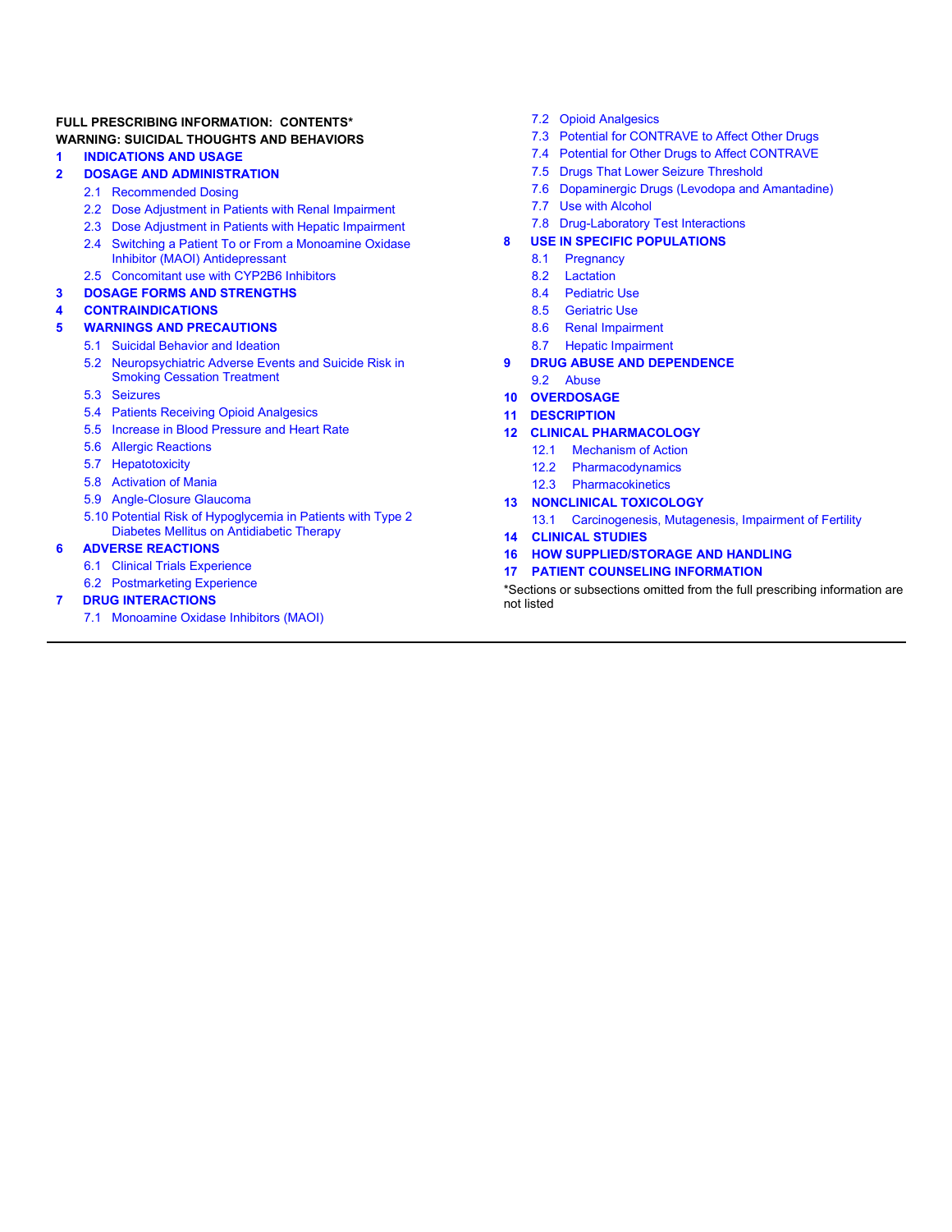**FULL PRESCRIBING INFORMATION: CONTENTS***

**WARNING: SUICIDAL THOUGHTS AND BEHAVIORS**

**1 INDICATIONS AND USAGE**

**2 DOSAGE AND ADMINISTRATION**

- 2.1 Recommended Dosing
- 2.2 Dose Adjustment in Patients with Renal Impairment
- 2.3 Dose Adjustment in Patients with Hepatic Impairment
- 2.4 Switching a Patient To or From a Monoamine Oxidase Inhibitor (MAOI) Antidepressant
- 2.5 Concomitant use with CYP2B6 Inhibitors

**3 DOSAGE FORMS AND STRENGTHS**

**4 CONTRAINDICATIONS**

**5 WARNINGS AND PRECAUTIONS**

- 5.1 Suicidal Behavior and Ideation
- 5.2 Neuropsychiatric Adverse Events and Suicide Risk in Smoking Cessation Treatment
- 5.3 Seizures
- 5.4 Patients Receiving Opioid Analgesics
- 5.5 Increase in Blood Pressure and Heart Rate
- 5.6 Allergic Reactions
- 5.7 Hepatotoxicity
- 5.8 Activation of Mania
- 5.9 Angle-Closure Glaucoma
- 5.10 Potential Risk of Hypoglycemia in Patients with Type 2 Diabetes Mellitus on Antidiabetic Therapy

**6 ADVERSE REACTIONS**

- 6.1 Clinical Trials Experience
- 6.2 Postmarketing Experience

**7 DRUG INTERACTIONS**

- 7.1 Monoamine Oxidase Inhibitors (MAOI)
- 7.2 Opioid Analgesics
- 7.3 Potential for CONTRAVE to Affect Other Drugs
- 7.4 Potential for Other Drugs to Affect CONTRAVE
- 7.5 Drugs That Lower Seizure Threshold
- 7.6 Dopaminergic Drugs (Levodopa and Amantadine)
- 7.7 Use with Alcohol
- 7.8 Drug-Laboratory Test Interactions

**8 USE IN SPECIFIC POPULATIONS**

- 8.1 Pregnancy
- 8.2 Lactation
- 8.4 Pediatric Use
- 8.5 Geriatric Use
- 8.6 Renal Impairment
- 8.7 Hepatic Impairment

**9 DRUG ABUSE AND DEPENDENCE**

- 9.2 Abuse

**10 OVERDOSAGE**

**11 DESCRIPTION**

**12 CLINICAL PHARMACOLOGY**

- 12.1 Mechanism of Action
- 12.2 Pharmacodynamics
- 12.3 Pharmacokinetics

**13 NONCLINICAL TOXICOLOGY**

- 13.1 Carcinogenesis, Mutagenesis, Impairment of Fertility

**14 CLINICAL STUDIES**

**16 HOW SUPPLIED/STORAGE AND HANDLING**

**17 PATIENT COUNSELING INFORMATION**

*Sections or subsections omitted from the full prescribing information are not listed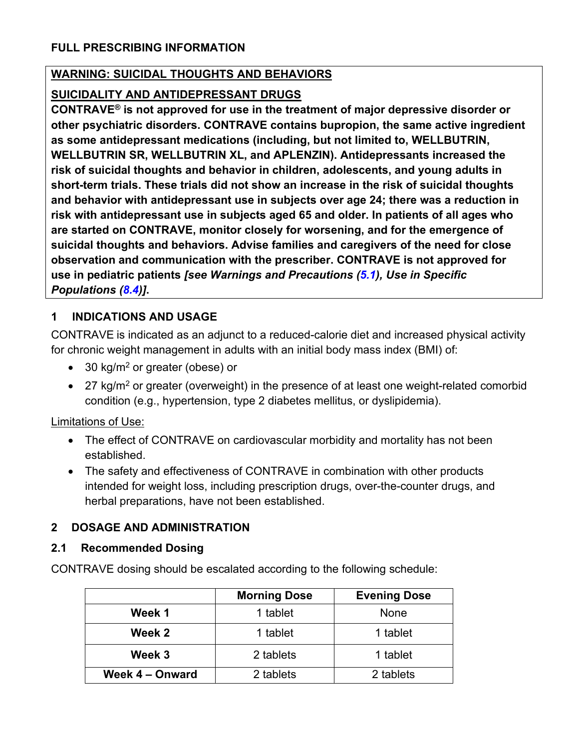# FULL PRESCRIBING INFORMATION

## WARNING: SUICIDAL THOUGHTS AND BEHAVIORS

**SUICIDALITY AND ANTIDEPRESSANT DRUGS**

**CONTRAVE® is not approved for use in the treatment of major depressive disorder or other psychiatric disorders. CONTRAVE contains bupropion, the same active ingredient as some antidepressant medications (including, but not limited to, WELLBUTRIN, WELLBUTRIN SR, WELLBUTRIN XL, and APLENZIN). Antidepressants increased the risk of suicidal thoughts and behavior in children, adolescents, and young adults in short-term trials. These trials did not show an increase in the risk of suicidal thoughts and behavior with antidepressant use in subjects over age 24; there was a reduction in risk with antidepressant use in subjects aged 65 and older. In patients of all ages who are started on CONTRAVE, monitor closely for worsening, and for the emergence of suicidal thoughts and behaviors. Advise families and caregivers of the need for close observation and communication with the prescriber. CONTRAVE is not approved for use in pediatric patients *[see Warnings and Precautions (5.1), Use in Specific Populations (8.4)]*.**

## 1 INDICATIONS AND USAGE

CONTRAVE is indicated as an adjunct to a reduced-calorie diet and increased physical activity for chronic weight management in adults with an initial body mass index (BMI) of:

- 30 $kg/m^2$ or greater (obese) or
- 27 $kg/m^2$ or greater (overweight) in the presence of at least one weight-related comorbid condition (e.g., hypertension, type 2 diabetes mellitus, or dyslipidemia).

Limitations of Use:

- The effect of CONTRAVE on cardiovascular morbidity and mortality has not been established.
- The safety and effectiveness of CONTRAVE in combination with other products intended for weight loss, including prescription drugs, over-the-counter drugs, and herbal preparations, have not been established.

## 2 DOSAGE AND ADMINISTRATION

### 2.1 Recommended Dosing

CONTRAVE dosing should be escalated according to the following schedule:

| | Morning Dose | Evening Dose |
|---|---|---|
| **Week 1** | 1 tablet | None |
| **Week 2** | 1 tablet | 1 tablet |
| **Week 3** | 2 tablets | 1 tablet |
| **Week 4 – Onward** | 2 tablets | 2 tablets |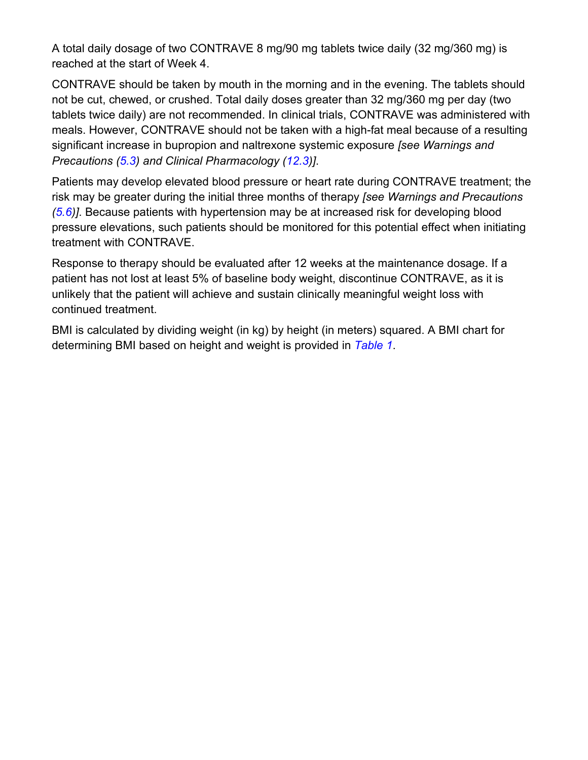A total daily dosage of two CONTRAVE 8 mg/90 mg tablets twice daily (32 mg/360 mg) is reached at the start of Week 4.

CONTRAVE should be taken by mouth in the morning and in the evening. The tablets should not be cut, chewed, or crushed. Total daily doses greater than 32 mg/360 mg per day (two tablets twice daily) are not recommended. In clinical trials, CONTRAVE was administered with meals. However, CONTRAVE should not be taken with a high-fat meal because of a resulting significant increase in bupropion and naltrexone systemic exposure *[see Warnings and Precautions (5.3) and Clinical Pharmacology (12.3)]*.

Patients may develop elevated blood pressure or heart rate during CONTRAVE treatment; the risk may be greater during the initial three months of therapy *[see Warnings and Precautions (5.6)]*. Because patients with hypertension may be at increased risk for developing blood pressure elevations, such patients should be monitored for this potential effect when initiating treatment with CONTRAVE.

Response to therapy should be evaluated after 12 weeks at the maintenance dosage. If a patient has not lost at least 5% of baseline body weight, discontinue CONTRAVE, as it is unlikely that the patient will achieve and sustain clinically meaningful weight loss with continued treatment.

BMI is calculated by dividing weight (in kg) by height (in meters) squared. A BMI chart for determining BMI based on height and weight is provided in *Table 1*.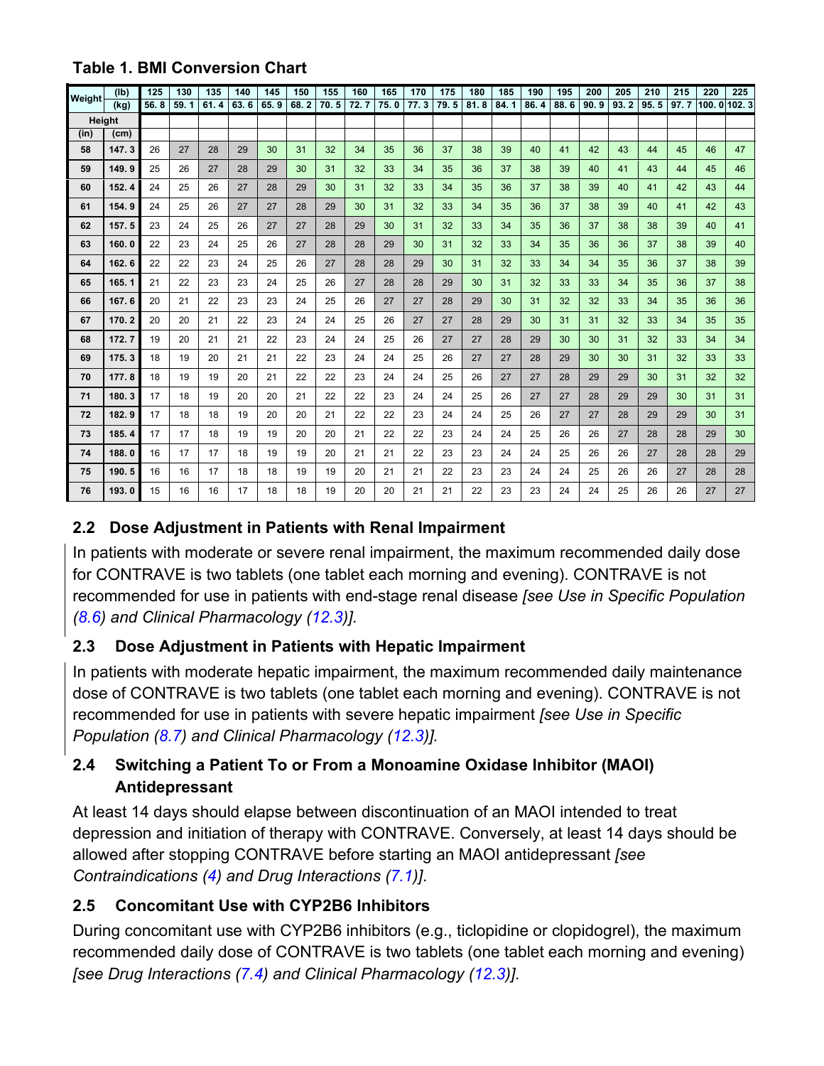**Table 1. BMI Conversion Chart**

| Weight (lb) | | 125 | 130 | 135 | 140 | 145 | 150 | 155 | 160 | 165 | 170 | 175 | 180 | 185 | 190 | 195 | 200 | 205 | 210 | 215 | 220 | 225 |
|---|---|---|---|---|---|---|---|---|---|---|---|---|---|---|---|---|---|---|---|---|---|---|
| Weight (kg) | | 56.8 | 59.1 | 61.4 | 63.6 | 65.9 | 68.2 | 70.5 | 72.7 | 75.0 | 77.3 | 79.5 | 81.8 | 84.1 | 86.4 | 88.6 | 90.9 | 93.2 | 95.5 | 97.7 | 100.0 | 102.3 |
| Height (in) | Height (cm) | | | | | | | | | | | | | | | | | | | | | |
| 58 | 147.3 | 26 | 27 | 28 | 29 | 30 | 31 | 32 | 34 | 35 | 36 | 37 | 38 | 39 | 40 | 41 | 42 | 43 | 44 | 45 | 46 | 47 |
| 59 | 149.9 | 25 | 26 | 27 | 28 | 29 | 30 | 31 | 32 | 33 | 34 | 35 | 36 | 37 | 38 | 39 | 40 | 41 | 43 | 44 | 45 | 46 |
| 60 | 152.4 | 24 | 25 | 26 | 27 | 28 | 29 | 30 | 31 | 32 | 33 | 34 | 35 | 36 | 37 | 38 | 39 | 40 | 41 | 42 | 43 | 44 |
| 61 | 154.9 | 24 | 25 | 26 | 27 | 27 | 28 | 29 | 30 | 31 | 32 | 33 | 34 | 35 | 36 | 37 | 38 | 39 | 40 | 41 | 42 | 43 |
| 62 | 157.5 | 23 | 24 | 25 | 26 | 27 | 27 | 28 | 29 | 30 | 31 | 32 | 33 | 34 | 35 | 36 | 37 | 38 | 38 | 39 | 40 | 41 |
| 63 | 160.0 | 22 | 23 | 24 | 25 | 26 | 27 | 28 | 28 | 29 | 30 | 31 | 32 | 33 | 34 | 35 | 36 | 36 | 37 | 38 | 39 | 40 |
| 64 | 162.6 | 22 | 22 | 23 | 24 | 25 | 26 | 27 | 28 | 28 | 29 | 30 | 31 | 32 | 33 | 34 | 34 | 35 | 36 | 37 | 38 | 39 |
| 65 | 165.1 | 21 | 22 | 23 | 23 | 24 | 25 | 26 | 27 | 28 | 28 | 29 | 30 | 31 | 32 | 33 | 33 | 34 | 35 | 36 | 37 | 38 |
| 66 | 167.6 | 20 | 21 | 22 | 23 | 23 | 24 | 25 | 26 | 27 | 27 | 28 | 29 | 30 | 31 | 32 | 32 | 33 | 34 | 35 | 36 | 36 |
| 67 | 170.2 | 20 | 20 | 21 | 22 | 23 | 24 | 24 | 25 | 26 | 27 | 27 | 28 | 29 | 30 | 31 | 31 | 32 | 33 | 34 | 35 | 35 |
| 68 | 172.7 | 19 | 20 | 21 | 21 | 22 | 23 | 24 | 24 | 25 | 26 | 27 | 27 | 28 | 29 | 30 | 30 | 31 | 32 | 33 | 34 | 34 |
| 69 | 175.3 | 18 | 19 | 20 | 21 | 21 | 22 | 23 | 24 | 24 | 25 | 26 | 27 | 27 | 28 | 29 | 30 | 30 | 31 | 32 | 33 | 33 |
| 70 | 177.8 | 18 | 19 | 19 | 20 | 21 | 22 | 22 | 23 | 24 | 24 | 25 | 26 | 27 | 27 | 28 | 29 | 29 | 30 | 31 | 32 | 32 |
| 71 | 180.3 | 17 | 18 | 19 | 20 | 20 | 21 | 22 | 22 | 23 | 24 | 24 | 25 | 26 | 27 | 27 | 28 | 29 | 29 | 30 | 31 | 31 |
| 72 | 182.9 | 17 | 18 | 18 | 19 | 20 | 20 | 21 | 22 | 22 | 23 | 24 | 24 | 25 | 26 | 27 | 27 | 28 | 29 | 29 | 30 | 31 |
| 73 | 185.4 | 17 | 17 | 18 | 19 | 19 | 20 | 20 | 21 | 22 | 22 | 23 | 24 | 24 | 25 | 26 | 26 | 27 | 28 | 28 | 29 | 30 |
| 74 | 188.0 | 16 | 17 | 17 | 18 | 19 | 19 | 20 | 21 | 21 | 22 | 23 | 23 | 24 | 24 | 25 | 26 | 26 | 27 | 28 | 28 | 29 |
| 75 | 190.5 | 16 | 16 | 17 | 18 | 18 | 19 | 19 | 20 | 21 | 21 | 22 | 23 | 23 | 24 | 24 | 25 | 26 | 26 | 27 | 28 | 28 |
| 76 | 193.0 | 15 | 16 | 16 | 17 | 18 | 18 | 19 | 20 | 20 | 21 | 21 | 22 | 23 | 23 | 24 | 24 | 25 | 26 | 26 | 27 | 27 |

## 2.2 Dose Adjustment in Patients with Renal Impairment

In patients with moderate or severe renal impairment, the maximum recommended daily dose for CONTRAVE is two tablets (one tablet each morning and evening). CONTRAVE is not recommended for use in patients with end-stage renal disease *[see Use in Specific Population (8.6) and Clinical Pharmacology (12.3)].*

## 2.3 Dose Adjustment in Patients with Hepatic Impairment

In patients with moderate hepatic impairment, the maximum recommended daily maintenance dose of CONTRAVE is two tablets (one tablet each morning and evening). CONTRAVE is not recommended for use in patients with severe hepatic impairment *[see Use in Specific Population (8.7) and Clinical Pharmacology (12.3)].*

## 2.4 Switching a Patient To or From a Monoamine Oxidase Inhibitor (MAOI) Antidepressant

At least 14 days should elapse between discontinuation of an MAOI intended to treat depression and initiation of therapy with CONTRAVE. Conversely, at least 14 days should be allowed after stopping CONTRAVE before starting an MAOI antidepressant *[see Contraindications (4) and Drug Interactions (7.1)]*.

## 2.5 Concomitant Use with CYP2B6 Inhibitors

During concomitant use with CYP2B6 inhibitors (e.g., ticlopidine or clopidogrel), the maximum recommended daily dose of CONTRAVE is two tablets (one tablet each morning and evening) *[see Drug Interactions (7.4) and Clinical Pharmacology (12.3)]*.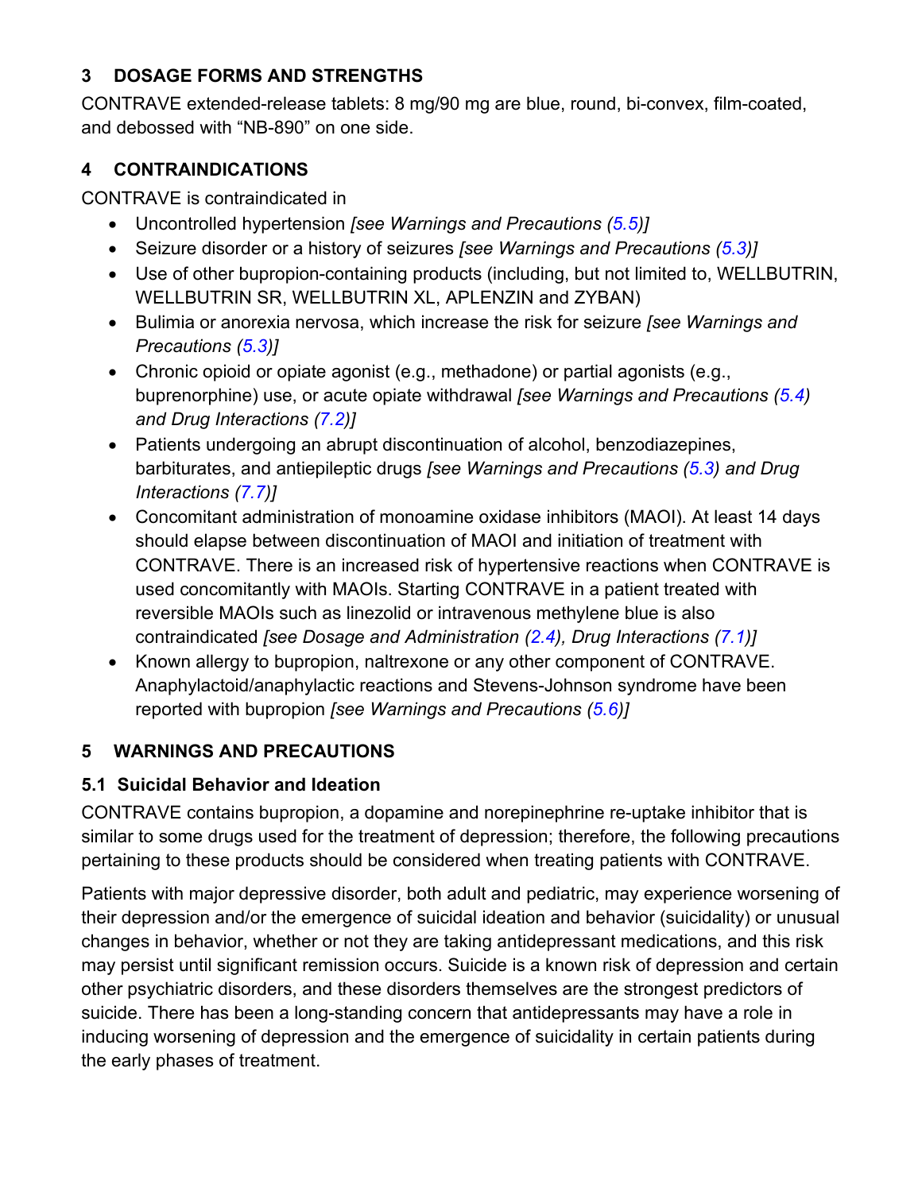## 3 DOSAGE FORMS AND STRENGTHS

CONTRAVE extended-release tablets: 8 mg/90 mg are blue, round, bi-convex, film-coated, and debossed with "NB-890" on one side.

## 4 CONTRAINDICATIONS

CONTRAVE is contraindicated in

- Uncontrolled hypertension *[see Warnings and Precautions (5.5)]*
- Seizure disorder or a history of seizures *[see Warnings and Precautions (5.3)]*
- Use of other bupropion-containing products (including, but not limited to, WELLBUTRIN, WELLBUTRIN SR, WELLBUTRIN XL, APLENZIN and ZYBAN)
- Bulimia or anorexia nervosa, which increase the risk for seizure *[see Warnings and Precautions (5.3)]*
- Chronic opioid or opiate agonist (e.g., methadone) or partial agonists (e.g., buprenorphine) use, or acute opiate withdrawal *[see Warnings and Precautions (5.4) and Drug Interactions (7.2)]*
- Patients undergoing an abrupt discontinuation of alcohol, benzodiazepines, barbiturates, and antiepileptic drugs *[see Warnings and Precautions (5.3) and Drug Interactions (7.7)]*
- Concomitant administration of monoamine oxidase inhibitors (MAOI). At least 14 days should elapse between discontinuation of MAOI and initiation of treatment with CONTRAVE. There is an increased risk of hypertensive reactions when CONTRAVE is used concomitantly with MAOIs. Starting CONTRAVE in a patient treated with reversible MAOIs such as linezolid or intravenous methylene blue is also contraindicated *[see Dosage and Administration (2.4), Drug Interactions (7.1)]*
- Known allergy to bupropion, naltrexone or any other component of CONTRAVE. Anaphylactoid/anaphylactic reactions and Stevens-Johnson syndrome have been reported with bupropion *[see Warnings and Precautions (5.6)]*

## 5 WARNINGS AND PRECAUTIONS

### 5.1 Suicidal Behavior and Ideation

CONTRAVE contains bupropion, a dopamine and norepinephrine re-uptake inhibitor that is similar to some drugs used for the treatment of depression; therefore, the following precautions pertaining to these products should be considered when treating patients with CONTRAVE.

Patients with major depressive disorder, both adult and pediatric, may experience worsening of their depression and/or the emergence of suicidal ideation and behavior (suicidality) or unusual changes in behavior, whether or not they are taking antidepressant medications, and this risk may persist until significant remission occurs. Suicide is a known risk of depression and certain other psychiatric disorders, and these disorders themselves are the strongest predictors of suicide. There has been a long-standing concern that antidepressants may have a role in inducing worsening of depression and the emergence of suicidality in certain patients during the early phases of treatment.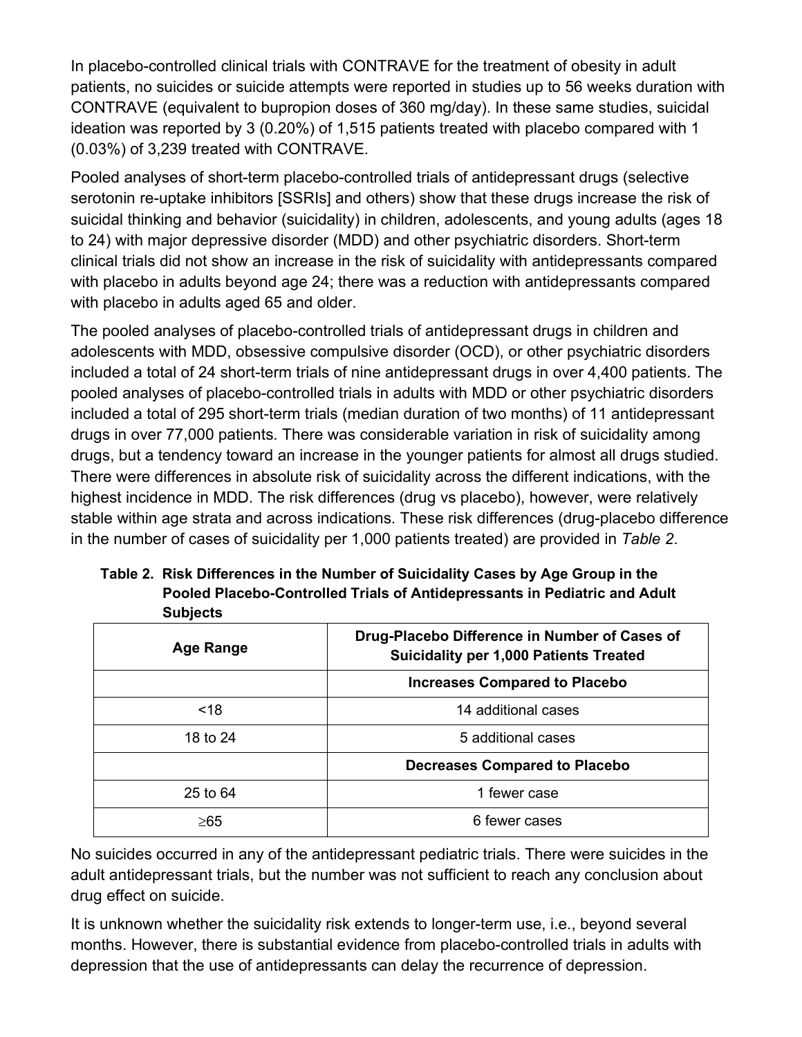In placebo-controlled clinical trials with CONTRAVE for the treatment of obesity in adult patients, no suicides or suicide attempts were reported in studies up to 56 weeks duration with CONTRAVE (equivalent to bupropion doses of 360 mg/day). In these same studies, suicidal ideation was reported by 3 (0.20%) of 1,515 patients treated with placebo compared with 1 (0.03%) of 3,239 treated with CONTRAVE.

Pooled analyses of short-term placebo-controlled trials of antidepressant drugs (selective serotonin re-uptake inhibitors [SSRIs] and others) show that these drugs increase the risk of suicidal thinking and behavior (suicidality) in children, adolescents, and young adults (ages 18 to 24) with major depressive disorder (MDD) and other psychiatric disorders. Short-term clinical trials did not show an increase in the risk of suicidality with antidepressants compared with placebo in adults beyond age 24; there was a reduction with antidepressants compared with placebo in adults aged 65 and older.

The pooled analyses of placebo-controlled trials of antidepressant drugs in children and adolescents with MDD, obsessive compulsive disorder (OCD), or other psychiatric disorders included a total of 24 short-term trials of nine antidepressant drugs in over 4,400 patients. The pooled analyses of placebo-controlled trials in adults with MDD or other psychiatric disorders included a total of 295 short-term trials (median duration of two months) of 11 antidepressant drugs in over 77,000 patients. There was considerable variation in risk of suicidality among drugs, but a tendency toward an increase in the younger patients for almost all drugs studied. There were differences in absolute risk of suicidality across the different indications, with the highest incidence in MDD. The risk differences (drug vs placebo), however, were relatively stable within age strata and across indications. These risk differences (drug-placebo difference in the number of cases of suicidality per 1,000 patients treated) are provided in *Table 2*.

**Table 2. Risk Differences in the Number of Suicidality Cases by Age Group in the Pooled Placebo-Controlled Trials of Antidepressants in Pediatric and Adult Subjects**

| Age Range | Drug-Placebo Difference in Number of Cases of Suicidality per 1,000 Patients Treated |
|---|---|
| | **Increases Compared to Placebo** |
| <18 | 14 additional cases |
| 18 to 24 | 5 additional cases |
| | **Decreases Compared to Placebo** |
| 25 to 64 | 1 fewer case |
| ≥65 | 6 fewer cases |

No suicides occurred in any of the antidepressant pediatric trials. There were suicides in the adult antidepressant trials, but the number was not sufficient to reach any conclusion about drug effect on suicide.

It is unknown whether the suicidality risk extends to longer-term use, i.e., beyond several months. However, there is substantial evidence from placebo-controlled trials in adults with depression that the use of antidepressants can delay the recurrence of depression.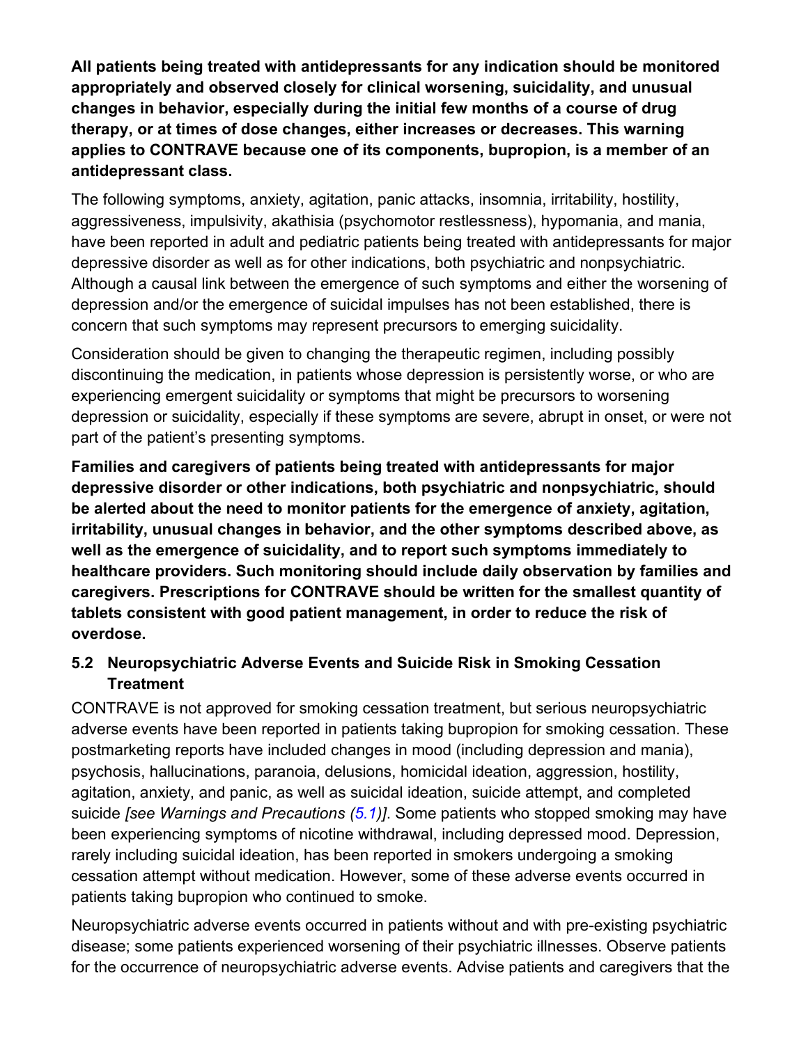**All patients being treated with antidepressants for any indication should be monitored appropriately and observed closely for clinical worsening, suicidality, and unusual changes in behavior, especially during the initial few months of a course of drug therapy, or at times of dose changes, either increases or decreases. This warning applies to CONTRAVE because one of its components, bupropion, is a member of an antidepressant class.**

The following symptoms, anxiety, agitation, panic attacks, insomnia, irritability, hostility, aggressiveness, impulsivity, akathisia (psychomotor restlessness), hypomania, and mania, have been reported in adult and pediatric patients being treated with antidepressants for major depressive disorder as well as for other indications, both psychiatric and nonpsychiatric. Although a causal link between the emergence of such symptoms and either the worsening of depression and/or the emergence of suicidal impulses has not been established, there is concern that such symptoms may represent precursors to emerging suicidality.

Consideration should be given to changing the therapeutic regimen, including possibly discontinuing the medication, in patients whose depression is persistently worse, or who are experiencing emergent suicidality or symptoms that might be precursors to worsening depression or suicidality, especially if these symptoms are severe, abrupt in onset, or were not part of the patient's presenting symptoms.

**Families and caregivers of patients being treated with antidepressants for major depressive disorder or other indications, both psychiatric and nonpsychiatric, should be alerted about the need to monitor patients for the emergence of anxiety, agitation, irritability, unusual changes in behavior, and the other symptoms described above, as well as the emergence of suicidality, and to report such symptoms immediately to healthcare providers. Such monitoring should include daily observation by families and caregivers. Prescriptions for CONTRAVE should be written for the smallest quantity of tablets consistent with good patient management, in order to reduce the risk of overdose.**

### 5.2 Neuropsychiatric Adverse Events and Suicide Risk in Smoking Cessation Treatment

CONTRAVE is not approved for smoking cessation treatment, but serious neuropsychiatric adverse events have been reported in patients taking bupropion for smoking cessation. These postmarketing reports have included changes in mood (including depression and mania), psychosis, hallucinations, paranoia, delusions, homicidal ideation, aggression, hostility, agitation, anxiety, and panic, as well as suicidal ideation, suicide attempt, and completed suicide *[see Warnings and Precautions (5.1)]*. Some patients who stopped smoking may have been experiencing symptoms of nicotine withdrawal, including depressed mood. Depression, rarely including suicidal ideation, has been reported in smokers undergoing a smoking cessation attempt without medication. However, some of these adverse events occurred in patients taking bupropion who continued to smoke.

Neuropsychiatric adverse events occurred in patients without and with pre-existing psychiatric disease; some patients experienced worsening of their psychiatric illnesses. Observe patients for the occurrence of neuropsychiatric adverse events. Advise patients and caregivers that the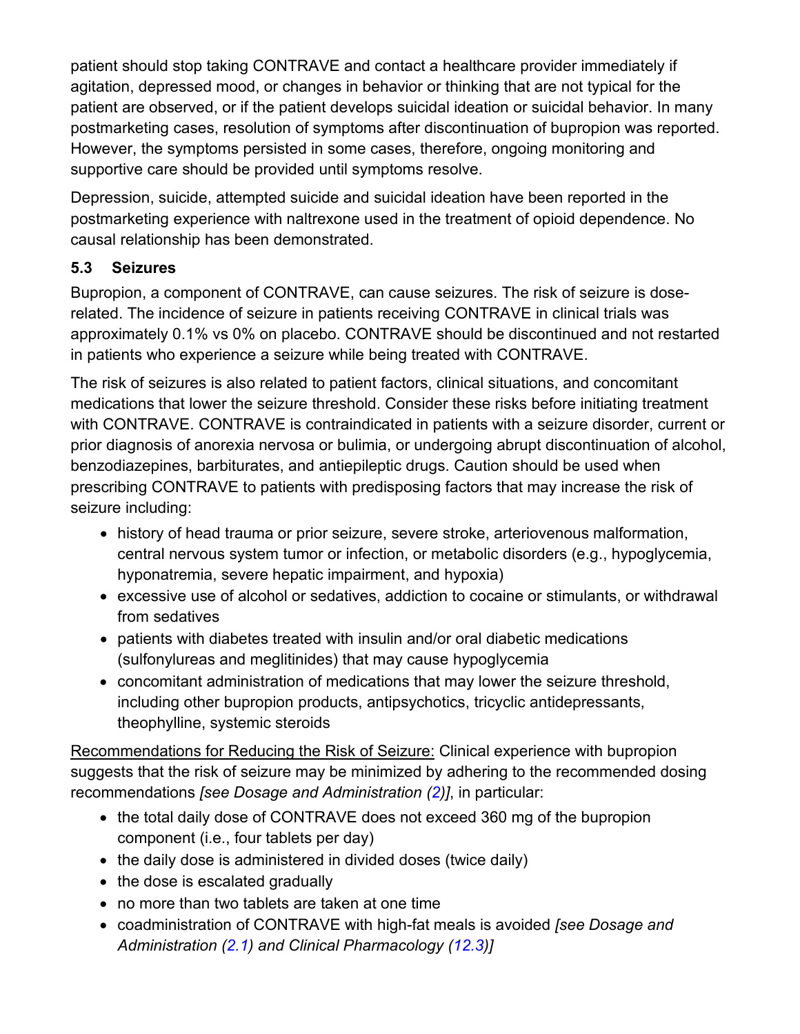patient should stop taking CONTRAVE and contact a healthcare provider immediately if agitation, depressed mood, or changes in behavior or thinking that are not typical for the patient are observed, or if the patient develops suicidal ideation or suicidal behavior. In many postmarketing cases, resolution of symptoms after discontinuation of bupropion was reported. However, the symptoms persisted in some cases, therefore, ongoing monitoring and supportive care should be provided until symptoms resolve.

Depression, suicide, attempted suicide and suicidal ideation have been reported in the postmarketing experience with naltrexone used in the treatment of opioid dependence. No causal relationship has been demonstrated.

### 5.3 Seizures

Bupropion, a component of CONTRAVE, can cause seizures. The risk of seizure is dose-related. The incidence of seizure in patients receiving CONTRAVE in clinical trials was approximately 0.1% vs 0% on placebo. CONTRAVE should be discontinued and not restarted in patients who experience a seizure while being treated with CONTRAVE.

The risk of seizures is also related to patient factors, clinical situations, and concomitant medications that lower the seizure threshold. Consider these risks before initiating treatment with CONTRAVE. CONTRAVE is contraindicated in patients with a seizure disorder, current or prior diagnosis of anorexia nervosa or bulimia, or undergoing abrupt discontinuation of alcohol, benzodiazepines, barbiturates, and antiepileptic drugs. Caution should be used when prescribing CONTRAVE to patients with predisposing factors that may increase the risk of seizure including:

- history of head trauma or prior seizure, severe stroke, arteriovenous malformation, central nervous system tumor or infection, or metabolic disorders (e.g., hypoglycemia, hyponatremia, severe hepatic impairment, and hypoxia)
- excessive use of alcohol or sedatives, addiction to cocaine or stimulants, or withdrawal from sedatives
- patients with diabetes treated with insulin and/or oral diabetic medications (sulfonylureas and meglitinides) that may cause hypoglycemia
- concomitant administration of medications that may lower the seizure threshold, including other bupropion products, antipsychotics, tricyclic antidepressants, theophylline, systemic steroids

<u>Recommendations for Reducing the Risk of Seizure:</u> Clinical experience with bupropion suggests that the risk of seizure may be minimized by adhering to the recommended dosing recommendations *[see Dosage and Administration (2)]*, in particular:

- the total daily dose of CONTRAVE does not exceed 360 mg of the bupropion component (i.e., four tablets per day)
- the daily dose is administered in divided doses (twice daily)
- the dose is escalated gradually
- no more than two tablets are taken at one time
- coadministration of CONTRAVE with high-fat meals is avoided *[see Dosage and Administration (2.1) and Clinical Pharmacology (12.3)]*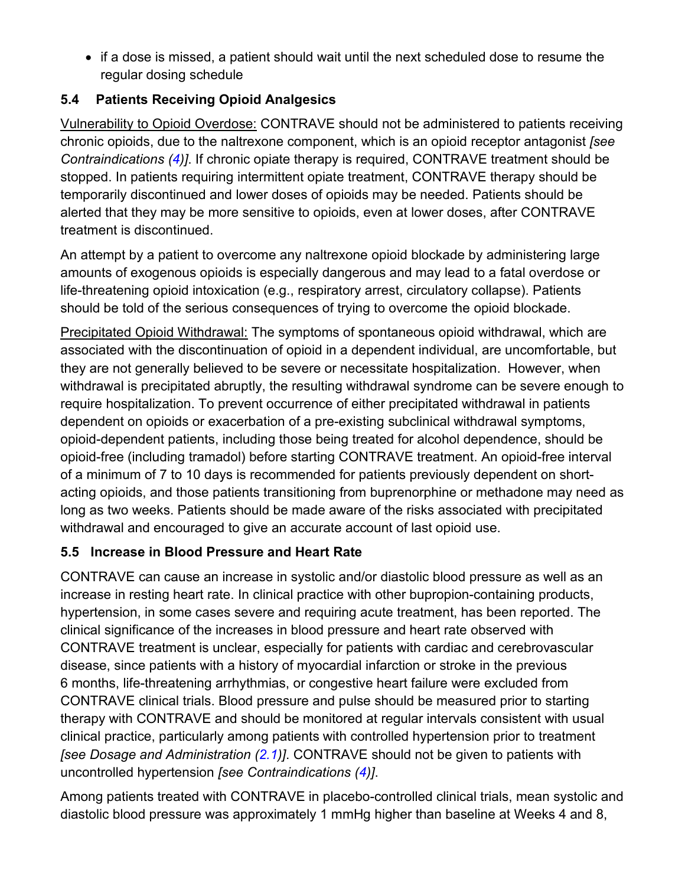- if a dose is missed, a patient should wait until the next scheduled dose to resume the regular dosing schedule

### 5.4 Patients Receiving Opioid Analgesics

Vulnerability to Opioid Overdose: CONTRAVE should not be administered to patients receiving chronic opioids, due to the naltrexone component, which is an opioid receptor antagonist *[see Contraindications (4)]*. If chronic opiate therapy is required, CONTRAVE treatment should be stopped. In patients requiring intermittent opiate treatment, CONTRAVE therapy should be temporarily discontinued and lower doses of opioids may be needed. Patients should be alerted that they may be more sensitive to opioids, even at lower doses, after CONTRAVE treatment is discontinued.

An attempt by a patient to overcome any naltrexone opioid blockade by administering large amounts of exogenous opioids is especially dangerous and may lead to a fatal overdose or life-threatening opioid intoxication (e.g., respiratory arrest, circulatory collapse). Patients should be told of the serious consequences of trying to overcome the opioid blockade.

Precipitated Opioid Withdrawal: The symptoms of spontaneous opioid withdrawal, which are associated with the discontinuation of opioid in a dependent individual, are uncomfortable, but they are not generally believed to be severe or necessitate hospitalization. However, when withdrawal is precipitated abruptly, the resulting withdrawal syndrome can be severe enough to require hospitalization. To prevent occurrence of either precipitated withdrawal in patients dependent on opioids or exacerbation of a pre-existing subclinical withdrawal symptoms, opioid-dependent patients, including those being treated for alcohol dependence, should be opioid-free (including tramadol) before starting CONTRAVE treatment. An opioid-free interval of a minimum of 7 to 10 days is recommended for patients previously dependent on short-acting opioids, and those patients transitioning from buprenorphine or methadone may need as long as two weeks. Patients should be made aware of the risks associated with precipitated withdrawal and encouraged to give an accurate account of last opioid use.

### 5.5 Increase in Blood Pressure and Heart Rate

CONTRAVE can cause an increase in systolic and/or diastolic blood pressure as well as an increase in resting heart rate. In clinical practice with other bupropion-containing products, hypertension, in some cases severe and requiring acute treatment, has been reported. The clinical significance of the increases in blood pressure and heart rate observed with CONTRAVE treatment is unclear, especially for patients with cardiac and cerebrovascular disease, since patients with a history of myocardial infarction or stroke in the previous 6 months, life-threatening arrhythmias, or congestive heart failure were excluded from CONTRAVE clinical trials. Blood pressure and pulse should be measured prior to starting therapy with CONTRAVE and should be monitored at regular intervals consistent with usual clinical practice, particularly among patients with controlled hypertension prior to treatment *[see Dosage and Administration (2.1)]*. CONTRAVE should not be given to patients with uncontrolled hypertension *[see Contraindications (4)]*.

Among patients treated with CONTRAVE in placebo-controlled clinical trials, mean systolic and diastolic blood pressure was approximately 1 mmHg higher than baseline at Weeks 4 and 8,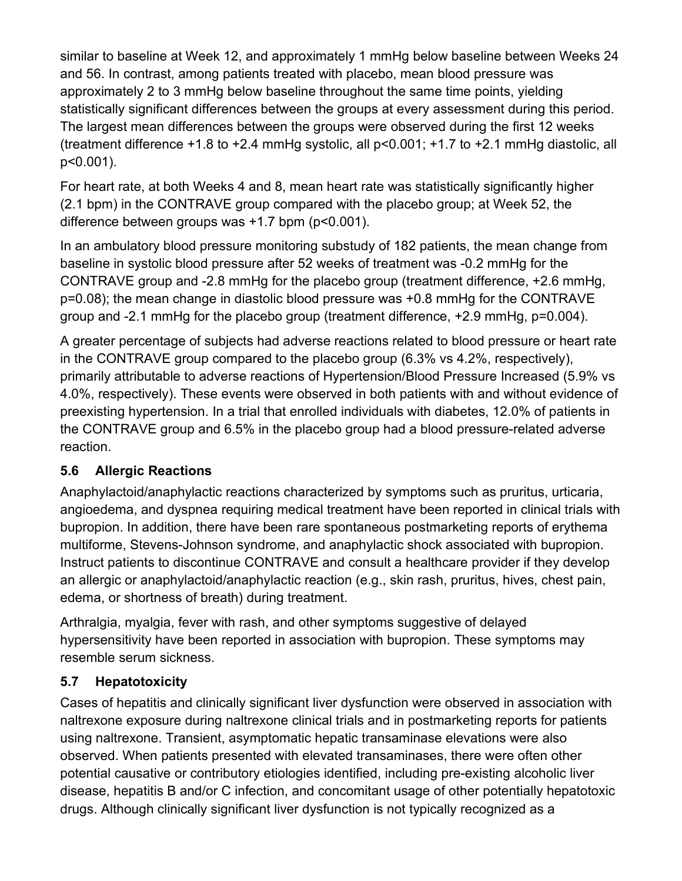similar to baseline at Week 12, and approximately 1 mmHg below baseline between Weeks 24 and 56. In contrast, among patients treated with placebo, mean blood pressure was approximately 2 to 3 mmHg below baseline throughout the same time points, yielding statistically significant differences between the groups at every assessment during this period. The largest mean differences between the groups were observed during the first 12 weeks (treatment difference +1.8 to +2.4 mmHg systolic, all $p<0.001$; +1.7 to +2.1 mmHg diastolic, all $p<0.001$).

For heart rate, at both Weeks 4 and 8, mean heart rate was statistically significantly higher (2.1 bpm) in the CONTRAVE group compared with the placebo group; at Week 52, the difference between groups was +1.7 bpm ($p<0.001$).

In an ambulatory blood pressure monitoring substudy of 182 patients, the mean change from baseline in systolic blood pressure after 52 weeks of treatment was -0.2 mmHg for the CONTRAVE group and -2.8 mmHg for the placebo group (treatment difference, +2.6 mmHg, $p=0.08$); the mean change in diastolic blood pressure was +0.8 mmHg for the CONTRAVE group and -2.1 mmHg for the placebo group (treatment difference, +2.9 mmHg, $p=0.004$).

A greater percentage of subjects had adverse reactions related to blood pressure or heart rate in the CONTRAVE group compared to the placebo group (6.3% vs 4.2%, respectively), primarily attributable to adverse reactions of Hypertension/Blood Pressure Increased (5.9% vs 4.0%, respectively). These events were observed in both patients with and without evidence of preexisting hypertension. In a trial that enrolled individuals with diabetes, 12.0% of patients in the CONTRAVE group and 6.5% in the placebo group had a blood pressure-related adverse reaction.

### 5.6 Allergic Reactions

Anaphylactoid/anaphylactic reactions characterized by symptoms such as pruritus, urticaria, angioedema, and dyspnea requiring medical treatment have been reported in clinical trials with bupropion. In addition, there have been rare spontaneous postmarketing reports of erythema multiforme, Stevens-Johnson syndrome, and anaphylactic shock associated with bupropion. Instruct patients to discontinue CONTRAVE and consult a healthcare provider if they develop an allergic or anaphylactoid/anaphylactic reaction (e.g., skin rash, pruritus, hives, chest pain, edema, or shortness of breath) during treatment.

Arthralgia, myalgia, fever with rash, and other symptoms suggestive of delayed hypersensitivity have been reported in association with bupropion. These symptoms may resemble serum sickness.

### 5.7 Hepatotoxicity

Cases of hepatitis and clinically significant liver dysfunction were observed in association with naltrexone exposure during naltrexone clinical trials and in postmarketing reports for patients using naltrexone. Transient, asymptomatic hepatic transaminase elevations were also observed. When patients presented with elevated transaminases, there were often other potential causative or contributory etiologies identified, including pre-existing alcoholic liver disease, hepatitis B and/or C infection, and concomitant usage of other potentially hepatotoxic drugs. Although clinically significant liver dysfunction is not typically recognized as a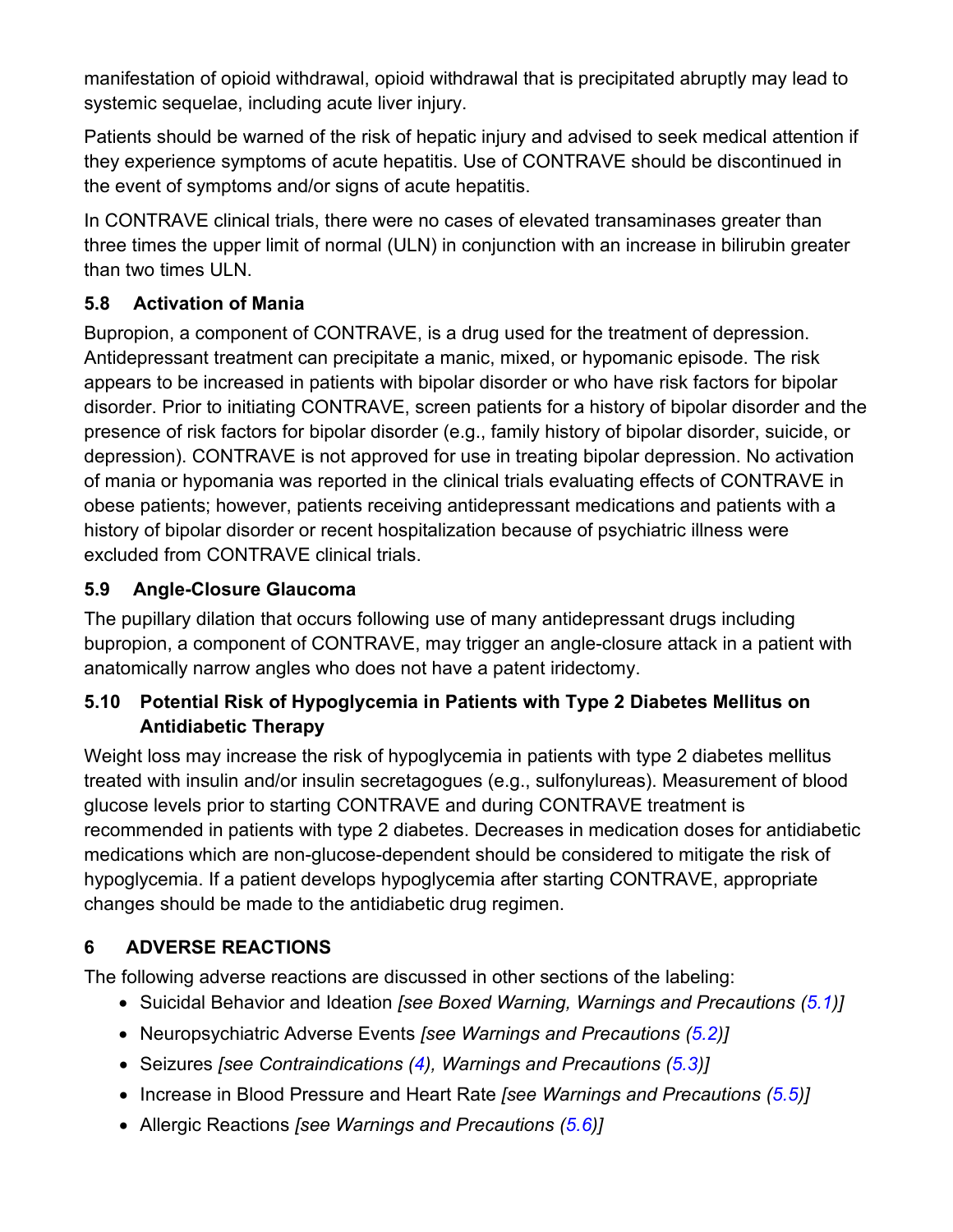manifestation of opioid withdrawal, opioid withdrawal that is precipitated abruptly may lead to systemic sequelae, including acute liver injury.

Patients should be warned of the risk of hepatic injury and advised to seek medical attention if they experience symptoms of acute hepatitis. Use of CONTRAVE should be discontinued in the event of symptoms and/or signs of acute hepatitis.

In CONTRAVE clinical trials, there were no cases of elevated transaminases greater than three times the upper limit of normal (ULN) in conjunction with an increase in bilirubin greater than two times ULN.

### 5.8 Activation of Mania

Bupropion, a component of CONTRAVE, is a drug used for the treatment of depression. Antidepressant treatment can precipitate a manic, mixed, or hypomanic episode. The risk appears to be increased in patients with bipolar disorder or who have risk factors for bipolar disorder. Prior to initiating CONTRAVE, screen patients for a history of bipolar disorder and the presence of risk factors for bipolar disorder (e.g., family history of bipolar disorder, suicide, or depression). CONTRAVE is not approved for use in treating bipolar depression. No activation of mania or hypomania was reported in the clinical trials evaluating effects of CONTRAVE in obese patients; however, patients receiving antidepressant medications and patients with a history of bipolar disorder or recent hospitalization because of psychiatric illness were excluded from CONTRAVE clinical trials.

### 5.9 Angle-Closure Glaucoma

The pupillary dilation that occurs following use of many antidepressant drugs including bupropion, a component of CONTRAVE, may trigger an angle-closure attack in a patient with anatomically narrow angles who does not have a patent iridectomy.

### 5.10 Potential Risk of Hypoglycemia in Patients with Type 2 Diabetes Mellitus on Antidiabetic Therapy

Weight loss may increase the risk of hypoglycemia in patients with type 2 diabetes mellitus treated with insulin and/or insulin secretagogues (e.g., sulfonylureas). Measurement of blood glucose levels prior to starting CONTRAVE and during CONTRAVE treatment is recommended in patients with type 2 diabetes. Decreases in medication doses for antidiabetic medications which are non-glucose-dependent should be considered to mitigate the risk of hypoglycemia. If a patient develops hypoglycemia after starting CONTRAVE, appropriate changes should be made to the antidiabetic drug regimen.

## 6 ADVERSE REACTIONS

The following adverse reactions are discussed in other sections of the labeling:

- Suicidal Behavior and Ideation *[see Boxed Warning, Warnings and Precautions (5.1)]*
- Neuropsychiatric Adverse Events *[see Warnings and Precautions (5.2)]*
- Seizures *[see Contraindications (4), Warnings and Precautions (5.3)]*
- Increase in Blood Pressure and Heart Rate *[see Warnings and Precautions (5.5)]*
- Allergic Reactions *[see Warnings and Precautions (5.6)]*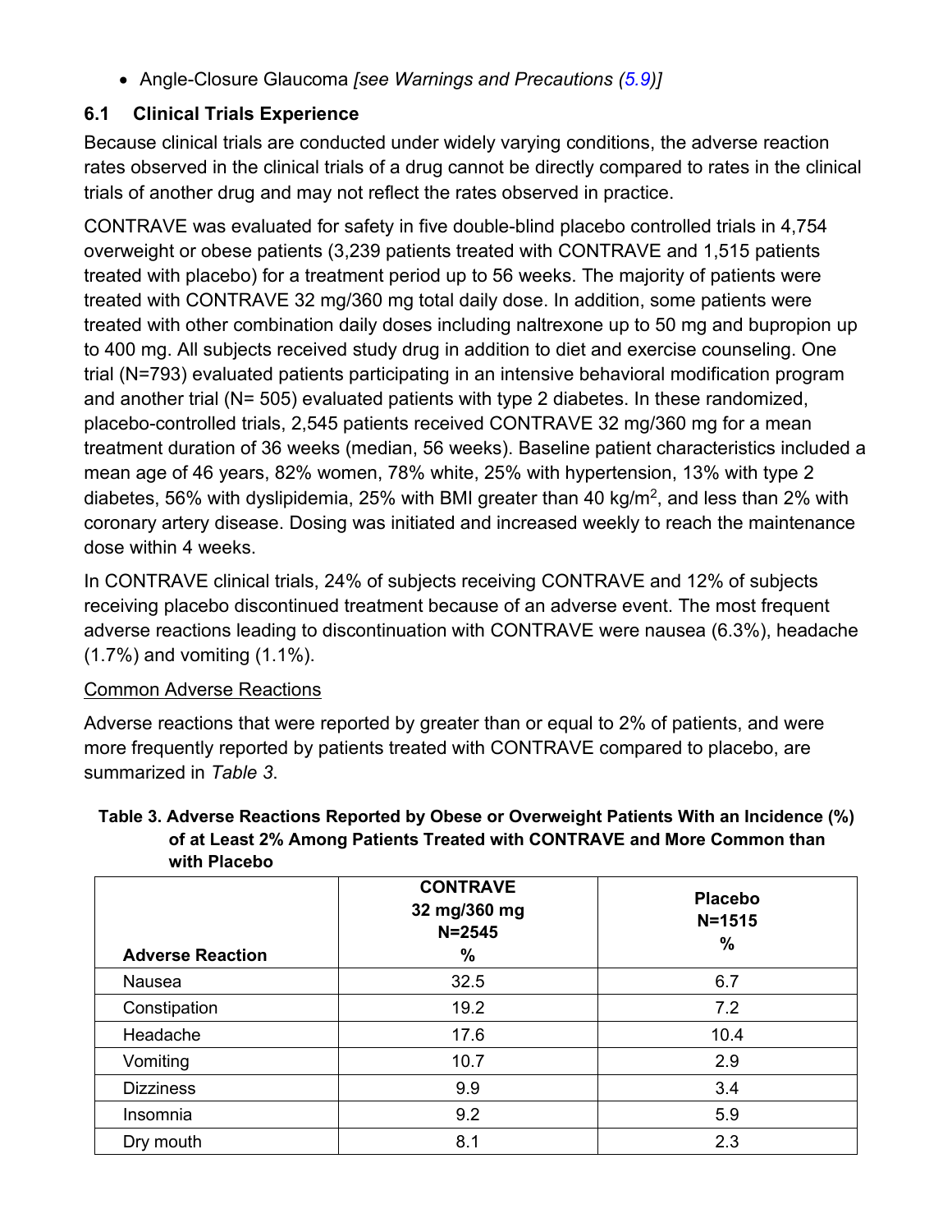- Angle-Closure Glaucoma *[see Warnings and Precautions (5.9)]*

### 6.1 Clinical Trials Experience

Because clinical trials are conducted under widely varying conditions, the adverse reaction rates observed in the clinical trials of a drug cannot be directly compared to rates in the clinical trials of another drug and may not reflect the rates observed in practice.

CONTRAVE was evaluated for safety in five double-blind placebo controlled trials in 4,754 overweight or obese patients (3,239 patients treated with CONTRAVE and 1,515 patients treated with placebo) for a treatment period up to 56 weeks. The majority of patients were treated with CONTRAVE 32 mg/360 mg total daily dose. In addition, some patients were treated with other combination daily doses including naltrexone up to 50 mg and bupropion up to 400 mg. All subjects received study drug in addition to diet and exercise counseling. One trial (N=793) evaluated patients participating in an intensive behavioral modification program and another trial (N= 505) evaluated patients with type 2 diabetes. In these randomized, placebo-controlled trials, 2,545 patients received CONTRAVE 32 mg/360 mg for a mean treatment duration of 36 weeks (median, 56 weeks). Baseline patient characteristics included a mean age of 46 years, 82% women, 78% white, 25% with hypertension, 13% with type 2 diabetes, 56% with dyslipidemia, 25% with BMI greater than 40 kg/m$^2$, and less than 2% with coronary artery disease. Dosing was initiated and increased weekly to reach the maintenance dose within 4 weeks.

In CONTRAVE clinical trials, 24% of subjects receiving CONTRAVE and 12% of subjects receiving placebo discontinued treatment because of an adverse event. The most frequent adverse reactions leading to discontinuation with CONTRAVE were nausea (6.3%), headache (1.7%) and vomiting (1.1%).

<u>Common Adverse Reactions</u>

Adverse reactions that were reported by greater than or equal to 2% of patients, and were more frequently reported by patients treated with CONTRAVE compared to placebo, are summarized in *Table 3*.

**Table 3. Adverse Reactions Reported by Obese or Overweight Patients With an Incidence (%) of at Least 2% Among Patients Treated with CONTRAVE and More Common than with Placebo**

| Adverse Reaction | CONTRAVE 32 mg/360 mg N=2545 % | Placebo N=1515 % |
|---|---|---|
| Nausea | 32.5 | 6.7 |
| Constipation | 19.2 | 7.2 |
| Headache | 17.6 | 10.4 |
| Vomiting | 10.7 | 2.9 |
| Dizziness | 9.9 | 3.4 |
| Insomnia | 9.2 | 5.9 |
| Dry mouth | 8.1 | 2.3 |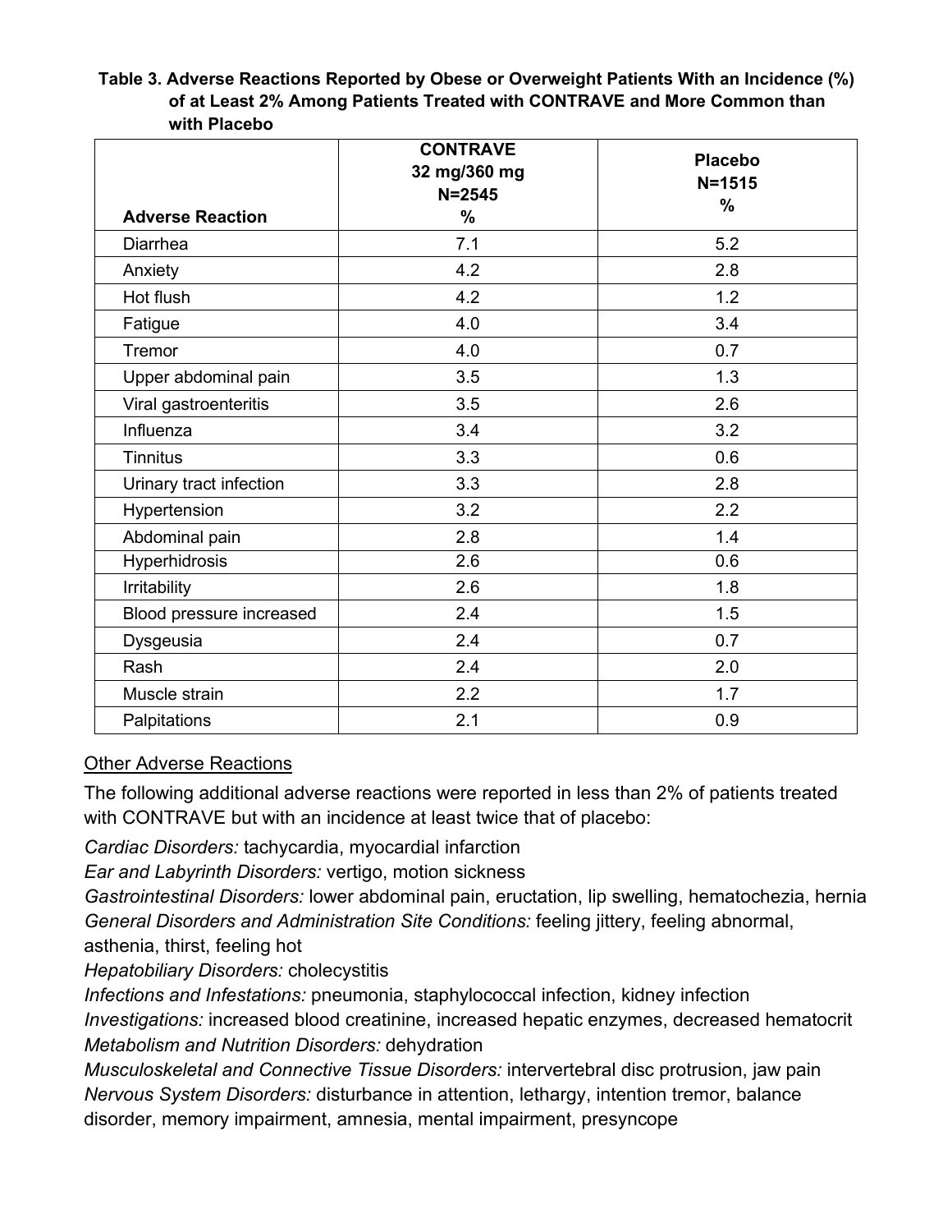**Table 3. Adverse Reactions Reported by Obese or Overweight Patients With an Incidence (%) of at Least 2% Among Patients Treated with CONTRAVE and More Common than with Placebo**

| Adverse Reaction | CONTRAVE 32 mg/360 mg N=2545 % | Placebo N=1515 % |
|---|---|---|
| Diarrhea | 7.1 | 5.2 |
| Anxiety | 4.2 | 2.8 |
| Hot flush | 4.2 | 1.2 |
| Fatigue | 4.0 | 3.4 |
| Tremor | 4.0 | 0.7 |
| Upper abdominal pain | 3.5 | 1.3 |
| Viral gastroenteritis | 3.5 | 2.6 |
| Influenza | 3.4 | 3.2 |
| Tinnitus | 3.3 | 0.6 |
| Urinary tract infection | 3.3 | 2.8 |
| Hypertension | 3.2 | 2.2 |
| Abdominal pain | 2.8 | 1.4 |
| Hyperhidrosis | 2.6 | 0.6 |
| Irritability | 2.6 | 1.8 |
| Blood pressure increased | 2.4 | 1.5 |
| Dysgeusia | 2.4 | 0.7 |
| Rash | 2.4 | 2.0 |
| Muscle strain | 2.2 | 1.7 |
| Palpitations | 2.1 | 0.9 |

<u>Other Adverse Reactions</u>

The following additional adverse reactions were reported in less than 2% of patients treated with CONTRAVE but with an incidence at least twice that of placebo:

*Cardiac Disorders:* tachycardia, myocardial infarction

*Ear and Labyrinth Disorders:* vertigo, motion sickness

*Gastrointestinal Disorders:* lower abdominal pain, eructation, lip swelling, hematochezia, hernia

*General Disorders and Administration Site Conditions:* feeling jittery, feeling abnormal, asthenia, thirst, feeling hot

*Hepatobiliary Disorders:* cholecystitis

*Infections and Infestations:* pneumonia, staphylococcal infection, kidney infection

*Investigations:* increased blood creatinine, increased hepatic enzymes, decreased hematocrit

*Metabolism and Nutrition Disorders:* dehydration

*Musculoskeletal and Connective Tissue Disorders:* intervertebral disc protrusion, jaw pain

*Nervous System Disorders:* disturbance in attention, lethargy, intention tremor, balance disorder, memory impairment, amnesia, mental impairment, presyncope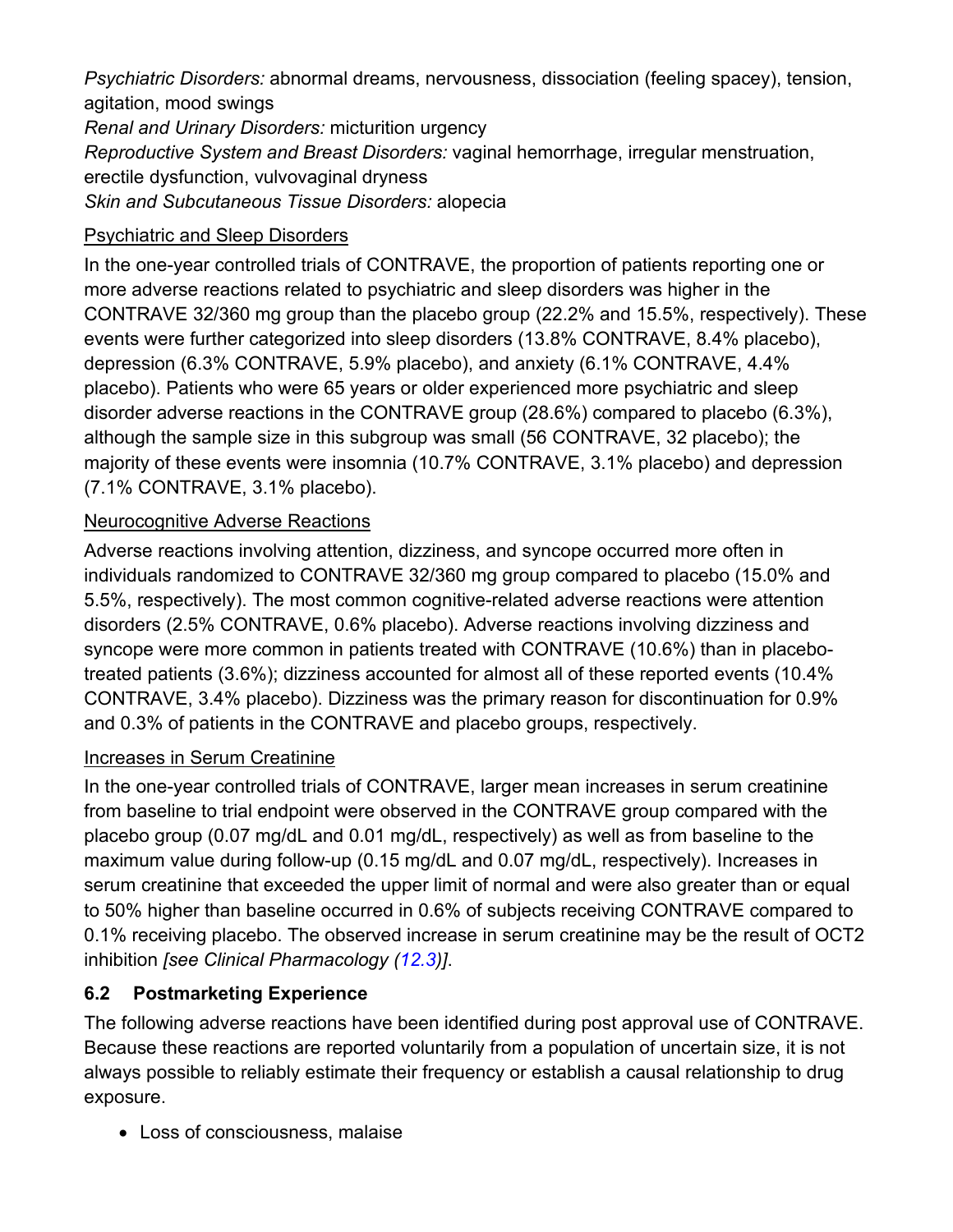*Psychiatric Disorders:* abnormal dreams, nervousness, dissociation (feeling spacey), tension, agitation, mood swings
*Renal and Urinary Disorders:* micturition urgency
*Reproductive System and Breast Disorders:* vaginal hemorrhage, irregular menstruation, erectile dysfunction, vulvovaginal dryness
*Skin and Subcutaneous Tissue Disorders:* alopecia

<u>Psychiatric and Sleep Disorders</u>

In the one-year controlled trials of CONTRAVE, the proportion of patients reporting one or more adverse reactions related to psychiatric and sleep disorders was higher in the CONTRAVE 32/360 mg group than the placebo group (22.2% and 15.5%, respectively). These events were further categorized into sleep disorders (13.8% CONTRAVE, 8.4% placebo), depression (6.3% CONTRAVE, 5.9% placebo), and anxiety (6.1% CONTRAVE, 4.4% placebo). Patients who were 65 years or older experienced more psychiatric and sleep disorder adverse reactions in the CONTRAVE group (28.6%) compared to placebo (6.3%), although the sample size in this subgroup was small (56 CONTRAVE, 32 placebo); the majority of these events were insomnia (10.7% CONTRAVE, 3.1% placebo) and depression (7.1% CONTRAVE, 3.1% placebo).

<u>Neurocognitive Adverse Reactions</u>

Adverse reactions involving attention, dizziness, and syncope occurred more often in individuals randomized to CONTRAVE 32/360 mg group compared to placebo (15.0% and 5.5%, respectively). The most common cognitive-related adverse reactions were attention disorders (2.5% CONTRAVE, 0.6% placebo). Adverse reactions involving dizziness and syncope were more common in patients treated with CONTRAVE (10.6%) than in placebo-treated patients (3.6%); dizziness accounted for almost all of these reported events (10.4% CONTRAVE, 3.4% placebo). Dizziness was the primary reason for discontinuation for 0.9% and 0.3% of patients in the CONTRAVE and placebo groups, respectively.

<u>Increases in Serum Creatinine</u>

In the one-year controlled trials of CONTRAVE, larger mean increases in serum creatinine from baseline to trial endpoint were observed in the CONTRAVE group compared with the placebo group (0.07 mg/dL and 0.01 mg/dL, respectively) as well as from baseline to the maximum value during follow-up (0.15 mg/dL and 0.07 mg/dL, respectively). Increases in serum creatinine that exceeded the upper limit of normal and were also greater than or equal to 50% higher than baseline occurred in 0.6% of subjects receiving CONTRAVE compared to 0.1% receiving placebo. The observed increase in serum creatinine may be the result of OCT2 inhibition *[see Clinical Pharmacology (12.3)]*.

### 6.2 Postmarketing Experience

The following adverse reactions have been identified during post approval use of CONTRAVE. Because these reactions are reported voluntarily from a population of uncertain size, it is not always possible to reliably estimate their frequency or establish a causal relationship to drug exposure.

- Loss of consciousness, malaise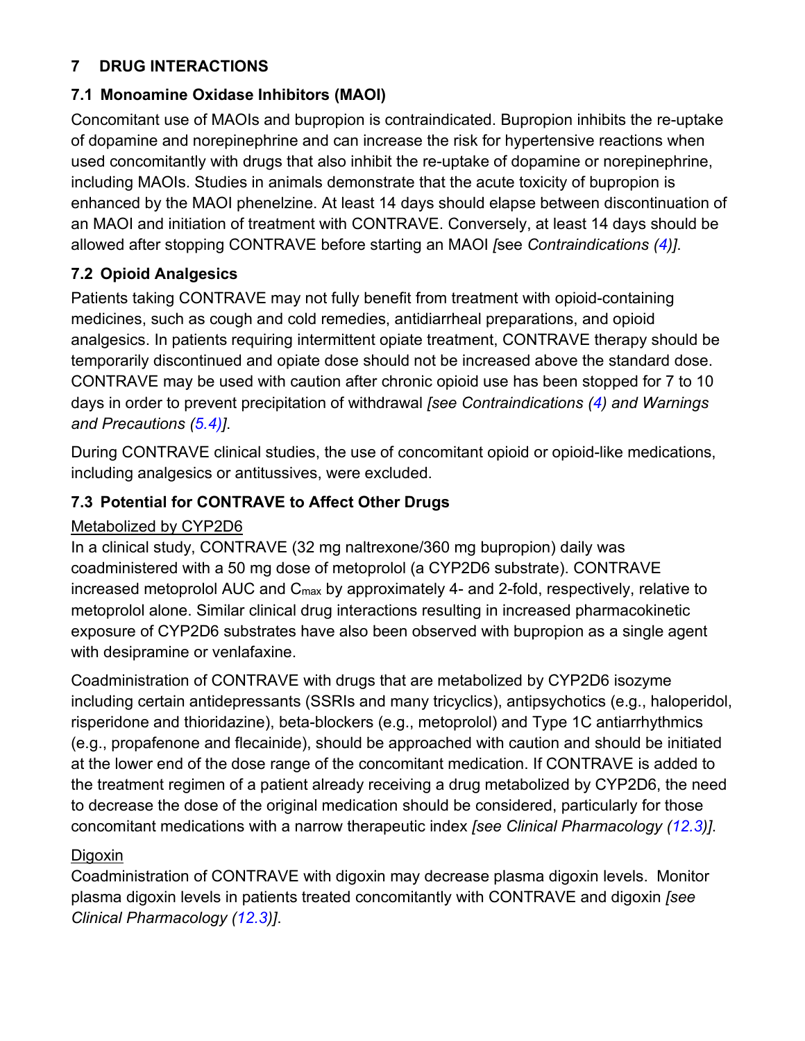## 7 DRUG INTERACTIONS

### 7.1 Monoamine Oxidase Inhibitors (MAOI)

Concomitant use of MAOIs and bupropion is contraindicated. Bupropion inhibits the re-uptake of dopamine and norepinephrine and can increase the risk for hypertensive reactions when used concomitantly with drugs that also inhibit the re-uptake of dopamine or norepinephrine, including MAOIs. Studies in animals demonstrate that the acute toxicity of bupropion is enhanced by the MAOI phenelzine. At least 14 days should elapse between discontinuation of an MAOI and initiation of treatment with CONTRAVE. Conversely, at least 14 days should be allowed after stopping CONTRAVE before starting an MAOI *[see Contraindications (4)]*.

### 7.2 Opioid Analgesics

Patients taking CONTRAVE may not fully benefit from treatment with opioid-containing medicines, such as cough and cold remedies, antidiarrheal preparations, and opioid analgesics. In patients requiring intermittent opiate treatment, CONTRAVE therapy should be temporarily discontinued and opiate dose should not be increased above the standard dose. CONTRAVE may be used with caution after chronic opioid use has been stopped for 7 to 10 days in order to prevent precipitation of withdrawal *[see Contraindications (4) and Warnings and Precautions (5.4)]*.

During CONTRAVE clinical studies, the use of concomitant opioid or opioid-like medications, including analgesics or antitussives, were excluded.

### 7.3 Potential for CONTRAVE to Affect Other Drugs

Metabolized by CYP2D6

In a clinical study, CONTRAVE (32 mg naltrexone/360 mg bupropion) daily was coadministered with a 50 mg dose of metoprolol (a CYP2D6 substrate). CONTRAVE increased metoprolol AUC and $C_{max}$ by approximately 4- and 2-fold, respectively, relative to metoprolol alone. Similar clinical drug interactions resulting in increased pharmacokinetic exposure of CYP2D6 substrates have also been observed with bupropion as a single agent with desipramine or venlafaxine.

Coadministration of CONTRAVE with drugs that are metabolized by CYP2D6 isozyme including certain antidepressants (SSRIs and many tricyclics), antipsychotics (e.g., haloperidol, risperidone and thioridazine), beta-blockers (e.g., metoprolol) and Type 1C antiarrhythmics (e.g., propafenone and flecainide), should be approached with caution and should be initiated at the lower end of the dose range of the concomitant medication. If CONTRAVE is added to the treatment regimen of a patient already receiving a drug metabolized by CYP2D6, the need to decrease the dose of the original medication should be considered, particularly for those concomitant medications with a narrow therapeutic index *[see Clinical Pharmacology (12.3)]*.

Digoxin

Coadministration of CONTRAVE with digoxin may decrease plasma digoxin levels. Monitor plasma digoxin levels in patients treated concomitantly with CONTRAVE and digoxin *[see Clinical Pharmacology (12.3)]*.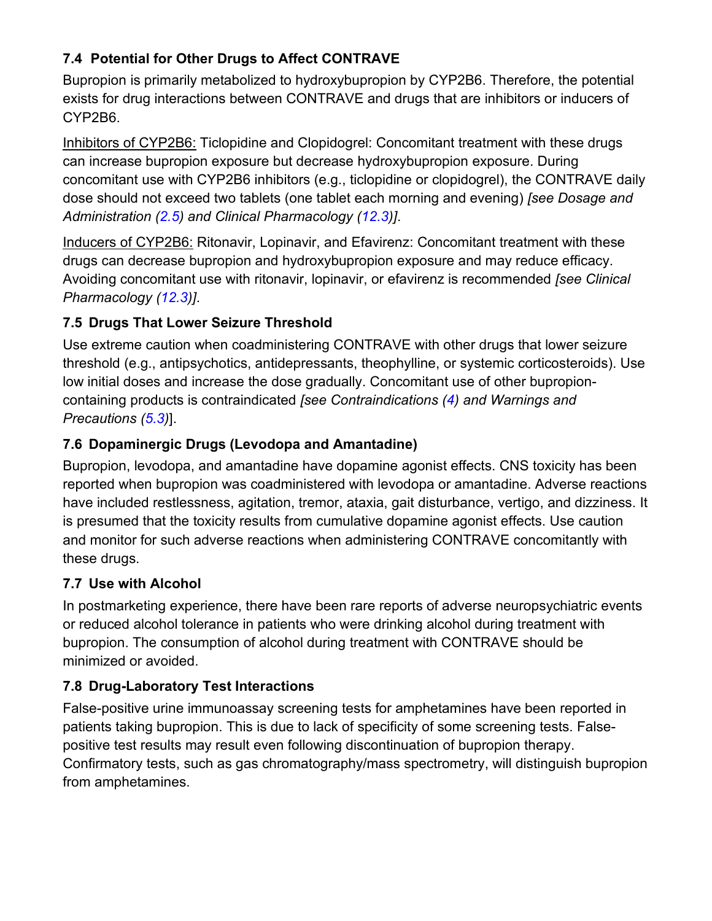### 7.4 Potential for Other Drugs to Affect CONTRAVE

Bupropion is primarily metabolized to hydroxybupropion by CYP2B6. Therefore, the potential exists for drug interactions between CONTRAVE and drugs that are inhibitors or inducers of CYP2B6.

Inhibitors of CYP2B6: Ticlopidine and Clopidogrel: Concomitant treatment with these drugs can increase bupropion exposure but decrease hydroxybupropion exposure. During concomitant use with CYP2B6 inhibitors (e.g., ticlopidine or clopidogrel), the CONTRAVE daily dose should not exceed two tablets (one tablet each morning and evening) *[see Dosage and Administration (2.5) and Clinical Pharmacology (12.3)]*.

Inducers of CYP2B6: Ritonavir, Lopinavir, and Efavirenz: Concomitant treatment with these drugs can decrease bupropion and hydroxybupropion exposure and may reduce efficacy. Avoiding concomitant use with ritonavir, lopinavir, or efavirenz is recommended *[see Clinical Pharmacology (12.3)]*.

### 7.5 Drugs That Lower Seizure Threshold

Use extreme caution when coadministering CONTRAVE with other drugs that lower seizure threshold (e.g., antipsychotics, antidepressants, theophylline, or systemic corticosteroids). Use low initial doses and increase the dose gradually. Concomitant use of other bupropion-containing products is contraindicated *[see Contraindications (4) and Warnings and Precautions (5.3)]*.

### 7.6 Dopaminergic Drugs (Levodopa and Amantadine)

Bupropion, levodopa, and amantadine have dopamine agonist effects. CNS toxicity has been reported when bupropion was coadministered with levodopa or amantadine. Adverse reactions have included restlessness, agitation, tremor, ataxia, gait disturbance, vertigo, and dizziness. It is presumed that the toxicity results from cumulative dopamine agonist effects. Use caution and monitor for such adverse reactions when administering CONTRAVE concomitantly with these drugs.

### 7.7 Use with Alcohol

In postmarketing experience, there have been rare reports of adverse neuropsychiatric events or reduced alcohol tolerance in patients who were drinking alcohol during treatment with bupropion. The consumption of alcohol during treatment with CONTRAVE should be minimized or avoided.

### 7.8 Drug-Laboratory Test Interactions

False-positive urine immunoassay screening tests for amphetamines have been reported in patients taking bupropion. This is due to lack of specificity of some screening tests. False-positive test results may result even following discontinuation of bupropion therapy. Confirmatory tests, such as gas chromatography/mass spectrometry, will distinguish bupropion from amphetamines.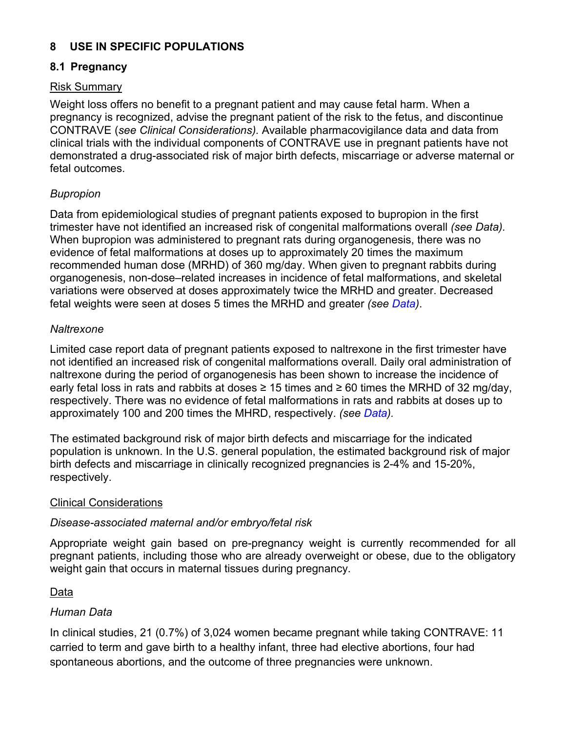## 8 USE IN SPECIFIC POPULATIONS

### 8.1 Pregnancy

Risk Summary

Weight loss offers no benefit to a pregnant patient and may cause fetal harm. When a pregnancy is recognized, advise the pregnant patient of the risk to the fetus, and discontinue CONTRAVE (*see Clinical Considerations).* Available pharmacovigilance data and data from clinical trials with the individual components of CONTRAVE use in pregnant patients have not demonstrated a drug-associated risk of major birth defects, miscarriage or adverse maternal or fetal outcomes.

*Bupropion*

Data from epidemiological studies of pregnant patients exposed to bupropion in the first trimester have not identified an increased risk of congenital malformations overall *(see Data).* When bupropion was administered to pregnant rats during organogenesis, there was no evidence of fetal malformations at doses up to approximately 20 times the maximum recommended human dose (MRHD) of 360 mg/day. When given to pregnant rabbits during organogenesis, non-dose–related increases in incidence of fetal malformations, and skeletal variations were observed at doses approximately twice the MRHD and greater. Decreased fetal weights were seen at doses 5 times the MRHD and greater *(see Data).*

*Naltrexone*

Limited case report data of pregnant patients exposed to naltrexone in the first trimester have not identified an increased risk of congenital malformations overall. Daily oral administration of naltrexone during the period of organogenesis has been shown to increase the incidence of early fetal loss in rats and rabbits at doses ≥ 15 times and ≥ 60 times the MRHD of 32 mg/day, respectively. There was no evidence of fetal malformations in rats and rabbits at doses up to approximately 100 and 200 times the MHRD, respectively. *(see Data).*

The estimated background risk of major birth defects and miscarriage for the indicated population is unknown. In the U.S. general population, the estimated background risk of major birth defects and miscarriage in clinically recognized pregnancies is 2-4% and 15-20%, respectively.

Clinical Considerations

*Disease-associated maternal and/or embryo/fetal risk*

Appropriate weight gain based on pre-pregnancy weight is currently recommended for all pregnant patients, including those who are already overweight or obese, due to the obligatory weight gain that occurs in maternal tissues during pregnancy.

Data

*Human Data*

In clinical studies, 21 (0.7%) of 3,024 women became pregnant while taking CONTRAVE: 11 carried to term and gave birth to a healthy infant, three had elective abortions, four had spontaneous abortions, and the outcome of three pregnancies were unknown.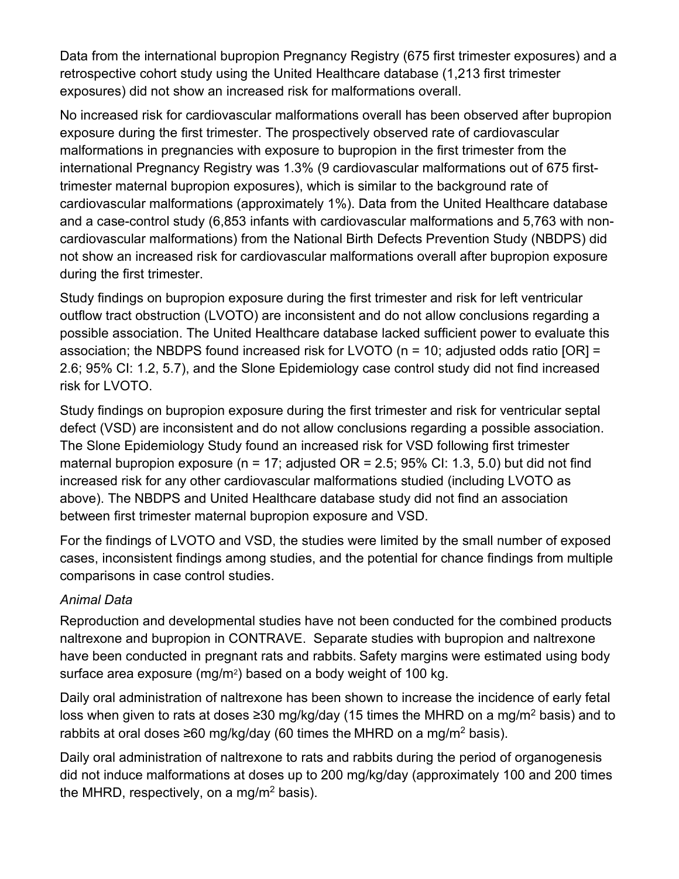Data from the international bupropion Pregnancy Registry (675 first trimester exposures) and a retrospective cohort study using the United Healthcare database (1,213 first trimester exposures) did not show an increased risk for malformations overall.

No increased risk for cardiovascular malformations overall has been observed after bupropion exposure during the first trimester. The prospectively observed rate of cardiovascular malformations in pregnancies with exposure to bupropion in the first trimester from the international Pregnancy Registry was 1.3% (9 cardiovascular malformations out of 675 first-trimester maternal bupropion exposures), which is similar to the background rate of cardiovascular malformations (approximately 1%). Data from the United Healthcare database and a case-control study (6,853 infants with cardiovascular malformations and 5,763 with non-cardiovascular malformations) from the National Birth Defects Prevention Study (NBDPS) did not show an increased risk for cardiovascular malformations overall after bupropion exposure during the first trimester.

Study findings on bupropion exposure during the first trimester and risk for left ventricular outflow tract obstruction (LVOTO) are inconsistent and do not allow conclusions regarding a possible association. The United Healthcare database lacked sufficient power to evaluate this association; the NBDPS found increased risk for LVOTO (n = 10; adjusted odds ratio [OR] = 2.6; 95% CI: 1.2, 5.7), and the Slone Epidemiology case control study did not find increased risk for LVOTO.

Study findings on bupropion exposure during the first trimester and risk for ventricular septal defect (VSD) are inconsistent and do not allow conclusions regarding a possible association. The Slone Epidemiology Study found an increased risk for VSD following first trimester maternal bupropion exposure (n = 17; adjusted OR = 2.5; 95% CI: 1.3, 5.0) but did not find increased risk for any other cardiovascular malformations studied (including LVOTO as above). The NBDPS and United Healthcare database study did not find an association between first trimester maternal bupropion exposure and VSD.

For the findings of LVOTO and VSD, the studies were limited by the small number of exposed cases, inconsistent findings among studies, and the potential for chance findings from multiple comparisons in case control studies.

*Animal Data*

Reproduction and developmental studies have not been conducted for the combined products naltrexone and bupropion in CONTRAVE. Separate studies with bupropion and naltrexone have been conducted in pregnant rats and rabbits. Safety margins were estimated using body surface area exposure (mg/m$^2$) based on a body weight of 100 kg.

Daily oral administration of naltrexone has been shown to increase the incidence of early fetal loss when given to rats at doses ≥30 mg/kg/day (15 times the MHRD on a mg/m$^2$ basis) and to rabbits at oral doses ≥60 mg/kg/day (60 times the MHRD on a mg/m$^2$ basis).

Daily oral administration of naltrexone to rats and rabbits during the period of organogenesis did not induce malformations at doses up to 200 mg/kg/day (approximately 100 and 200 times the MHRD, respectively, on a mg/m$^2$ basis).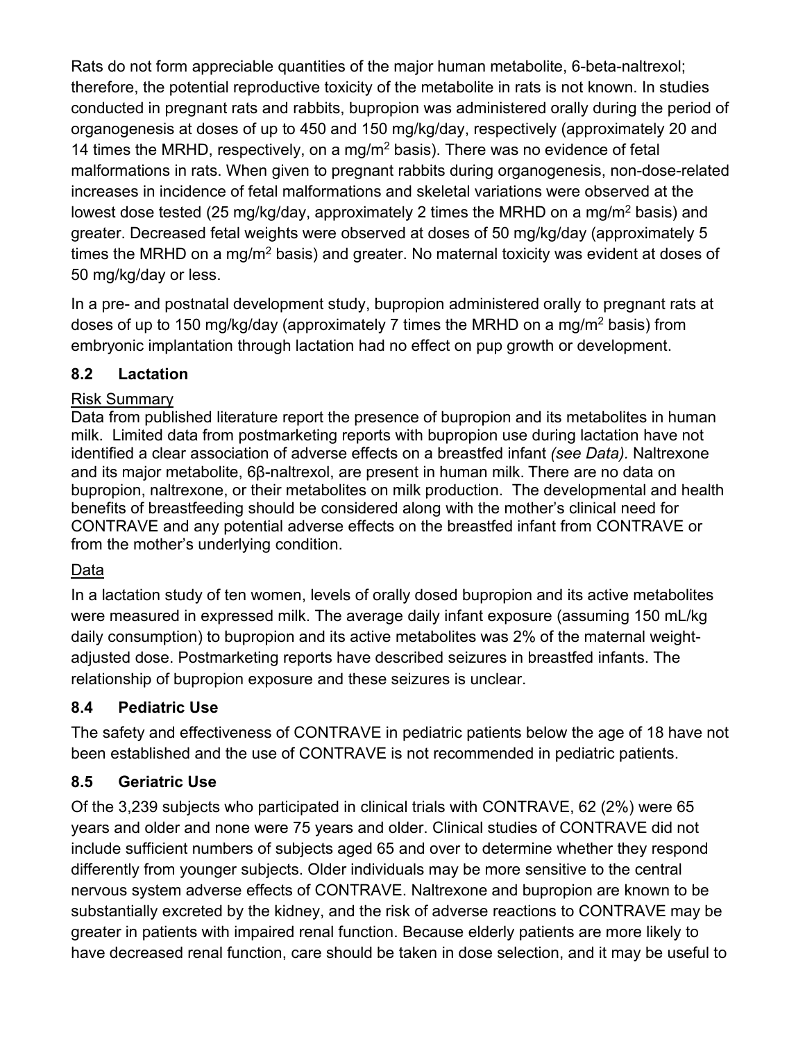Rats do not form appreciable quantities of the major human metabolite, 6-beta-naltrexol; therefore, the potential reproductive toxicity of the metabolite in rats is not known. In studies conducted in pregnant rats and rabbits, bupropion was administered orally during the period of organogenesis at doses of up to 450 and 150 mg/kg/day, respectively (approximately 20 and 14 times the MRHD, respectively, on a $mg/m^2$ basis). There was no evidence of fetal malformations in rats. When given to pregnant rabbits during organogenesis, non-dose-related increases in incidence of fetal malformations and skeletal variations were observed at the lowest dose tested (25 mg/kg/day, approximately 2 times the MRHD on a $mg/m^2$ basis) and greater. Decreased fetal weights were observed at doses of 50 mg/kg/day (approximately 5 times the MRHD on a $mg/m^2$ basis) and greater. No maternal toxicity was evident at doses of 50 mg/kg/day or less.

In a pre- and postnatal development study, bupropion administered orally to pregnant rats at doses of up to 150 mg/kg/day (approximately 7 times the MRHD on a $mg/m^2$ basis) from embryonic implantation through lactation had no effect on pup growth or development.

## 8.2 Lactation

Risk Summary

Data from published literature report the presence of bupropion and its metabolites in human milk. Limited data from postmarketing reports with bupropion use during lactation have not identified a clear association of adverse effects on a breastfed infant *(see Data).* Naltrexone and its major metabolite, 6β-naltrexol, are present in human milk. There are no data on bupropion, naltrexone, or their metabolites on milk production. The developmental and health benefits of breastfeeding should be considered along with the mother's clinical need for CONTRAVE and any potential adverse effects on the breastfed infant from CONTRAVE or from the mother's underlying condition.

Data

In a lactation study of ten women, levels of orally dosed bupropion and its active metabolites were measured in expressed milk. The average daily infant exposure (assuming 150 mL/kg daily consumption) to bupropion and its active metabolites was 2% of the maternal weight-adjusted dose. Postmarketing reports have described seizures in breastfed infants. The relationship of bupropion exposure and these seizures is unclear.

## 8.4 Pediatric Use

The safety and effectiveness of CONTRAVE in pediatric patients below the age of 18 have not been established and the use of CONTRAVE is not recommended in pediatric patients.

## 8.5 Geriatric Use

Of the 3,239 subjects who participated in clinical trials with CONTRAVE, 62 (2%) were 65 years and older and none were 75 years and older. Clinical studies of CONTRAVE did not include sufficient numbers of subjects aged 65 and over to determine whether they respond differently from younger subjects. Older individuals may be more sensitive to the central nervous system adverse effects of CONTRAVE. Naltrexone and bupropion are known to be substantially excreted by the kidney, and the risk of adverse reactions to CONTRAVE may be greater in patients with impaired renal function. Because elderly patients are more likely to have decreased renal function, care should be taken in dose selection, and it may be useful to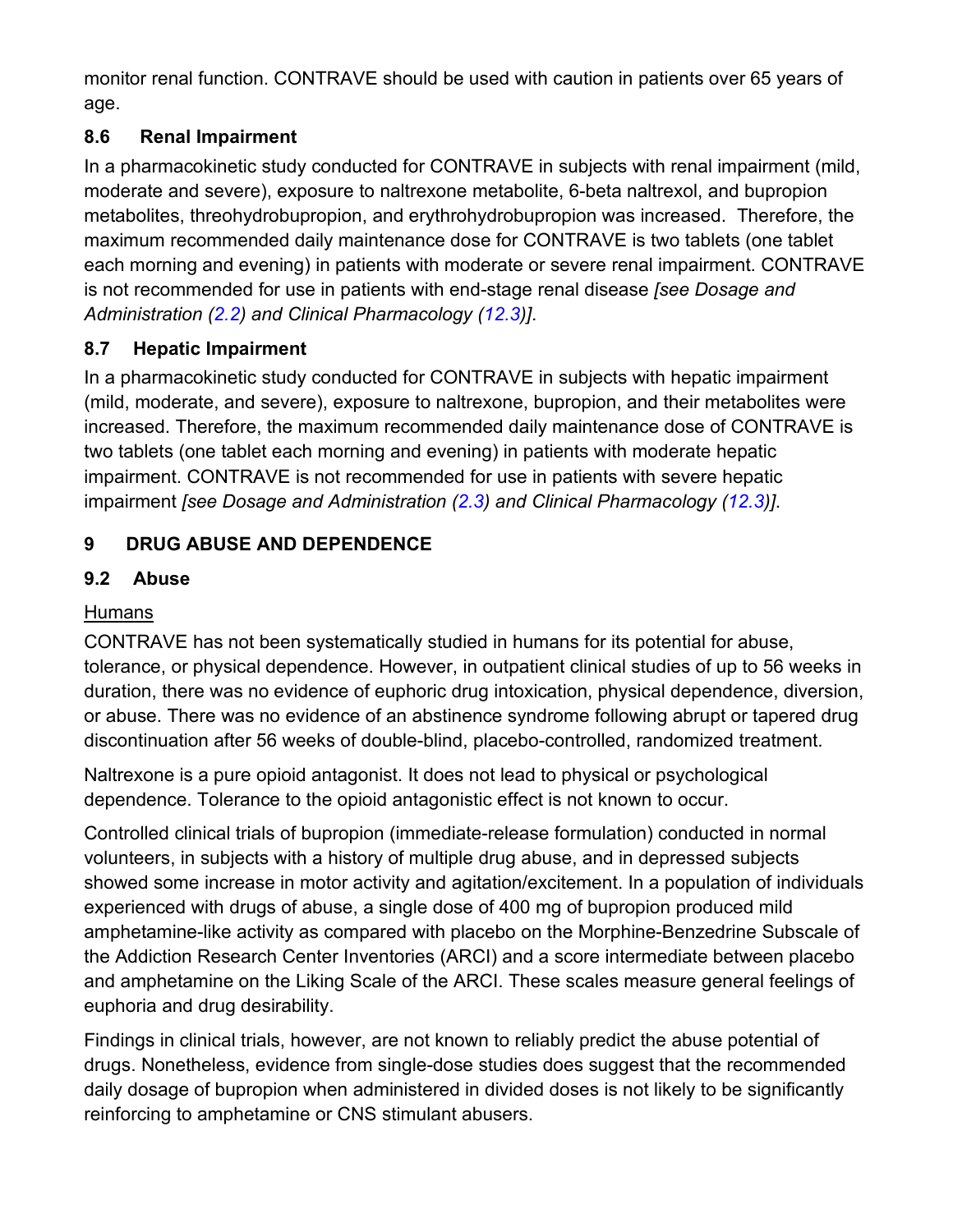monitor renal function. CONTRAVE should be used with caution in patients over 65 years of age.

### 8.6 Renal Impairment

In a pharmacokinetic study conducted for CONTRAVE in subjects with renal impairment (mild, moderate and severe), exposure to naltrexone metabolite, 6-beta naltrexol, and bupropion metabolites, threohydrobupropion, and erythrohydrobupropion was increased. Therefore, the maximum recommended daily maintenance dose for CONTRAVE is two tablets (one tablet each morning and evening) in patients with moderate or severe renal impairment. CONTRAVE is not recommended for use in patients with end-stage renal disease *[see Dosage and Administration (2.2) and Clinical Pharmacology (12.3)]*.

### 8.7 Hepatic Impairment

In a pharmacokinetic study conducted for CONTRAVE in subjects with hepatic impairment (mild, moderate, and severe), exposure to naltrexone, bupropion, and their metabolites were increased. Therefore, the maximum recommended daily maintenance dose of CONTRAVE is two tablets (one tablet each morning and evening) in patients with moderate hepatic impairment. CONTRAVE is not recommended for use in patients with severe hepatic impairment *[see Dosage and Administration (2.3) and Clinical Pharmacology (12.3)]*.

## 9 DRUG ABUSE AND DEPENDENCE

### 9.2 Abuse

Humans

CONTRAVE has not been systematically studied in humans for its potential for abuse, tolerance, or physical dependence. However, in outpatient clinical studies of up to 56 weeks in duration, there was no evidence of euphoric drug intoxication, physical dependence, diversion, or abuse. There was no evidence of an abstinence syndrome following abrupt or tapered drug discontinuation after 56 weeks of double-blind, placebo-controlled, randomized treatment.

Naltrexone is a pure opioid antagonist. It does not lead to physical or psychological dependence. Tolerance to the opioid antagonistic effect is not known to occur.

Controlled clinical trials of bupropion (immediate-release formulation) conducted in normal volunteers, in subjects with a history of multiple drug abuse, and in depressed subjects showed some increase in motor activity and agitation/excitement. In a population of individuals experienced with drugs of abuse, a single dose of 400 mg of bupropion produced mild amphetamine-like activity as compared with placebo on the Morphine-Benzedrine Subscale of the Addiction Research Center Inventories (ARCI) and a score intermediate between placebo and amphetamine on the Liking Scale of the ARCI. These scales measure general feelings of euphoria and drug desirability.

Findings in clinical trials, however, are not known to reliably predict the abuse potential of drugs. Nonetheless, evidence from single-dose studies does suggest that the recommended daily dosage of bupropion when administered in divided doses is not likely to be significantly reinforcing to amphetamine or CNS stimulant abusers.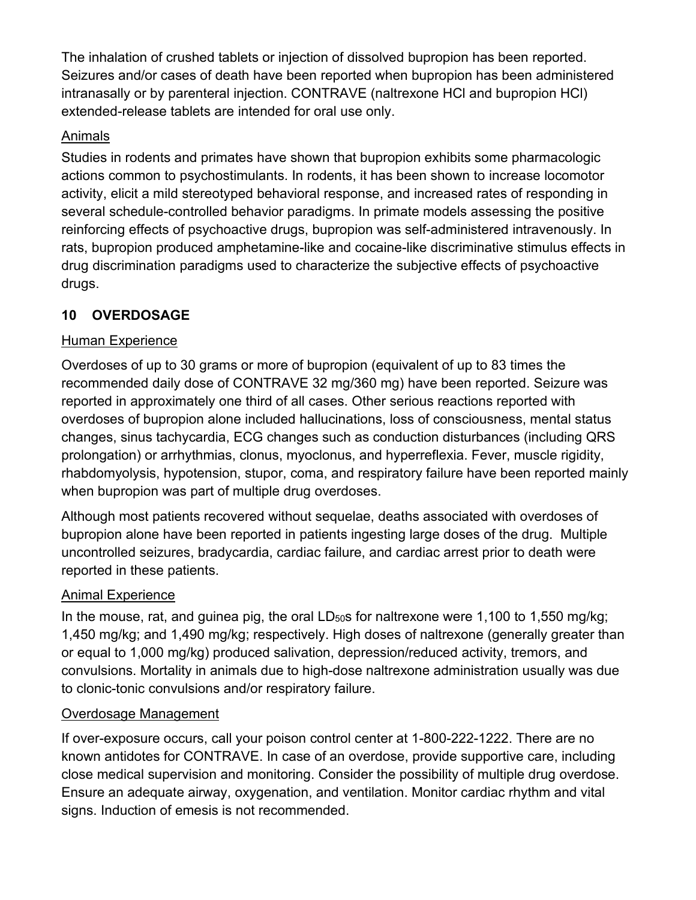The inhalation of crushed tablets or injection of dissolved bupropion has been reported. Seizures and/or cases of death have been reported when bupropion has been administered intranasally or by parenteral injection. CONTRAVE (naltrexone HCl and bupropion HCl) extended-release tablets are intended for oral use only.

Animals

Studies in rodents and primates have shown that bupropion exhibits some pharmacologic actions common to psychostimulants. In rodents, it has been shown to increase locomotor activity, elicit a mild stereotyped behavioral response, and increased rates of responding in several schedule-controlled behavior paradigms. In primate models assessing the positive reinforcing effects of psychoactive drugs, bupropion was self-administered intravenously. In rats, bupropion produced amphetamine-like and cocaine-like discriminative stimulus effects in drug discrimination paradigms used to characterize the subjective effects of psychoactive drugs.

## 10 OVERDOSAGE

Human Experience

Overdoses of up to 30 grams or more of bupropion (equivalent of up to 83 times the recommended daily dose of CONTRAVE 32 mg/360 mg) have been reported. Seizure was reported in approximately one third of all cases. Other serious reactions reported with overdoses of bupropion alone included hallucinations, loss of consciousness, mental status changes, sinus tachycardia, ECG changes such as conduction disturbances (including QRS prolongation) or arrhythmias, clonus, myoclonus, and hyperreflexia. Fever, muscle rigidity, rhabdomyolysis, hypotension, stupor, coma, and respiratory failure have been reported mainly when bupropion was part of multiple drug overdoses.

Although most patients recovered without sequelae, deaths associated with overdoses of bupropion alone have been reported in patients ingesting large doses of the drug. Multiple uncontrolled seizures, bradycardia, cardiac failure, and cardiac arrest prior to death were reported in these patients.

Animal Experience

In the mouse, rat, and guinea pig, the oral $LD_{50}$s for naltrexone were 1,100 to 1,550 mg/kg; 1,450 mg/kg; and 1,490 mg/kg; respectively. High doses of naltrexone (generally greater than or equal to 1,000 mg/kg) produced salivation, depression/reduced activity, tremors, and convulsions. Mortality in animals due to high-dose naltrexone administration usually was due to clonic-tonic convulsions and/or respiratory failure.

Overdosage Management

If over-exposure occurs, call your poison control center at 1-800-222-1222. There are no known antidotes for CONTRAVE. In case of an overdose, provide supportive care, including close medical supervision and monitoring. Consider the possibility of multiple drug overdose. Ensure an adequate airway, oxygenation, and ventilation. Monitor cardiac rhythm and vital signs. Induction of emesis is not recommended.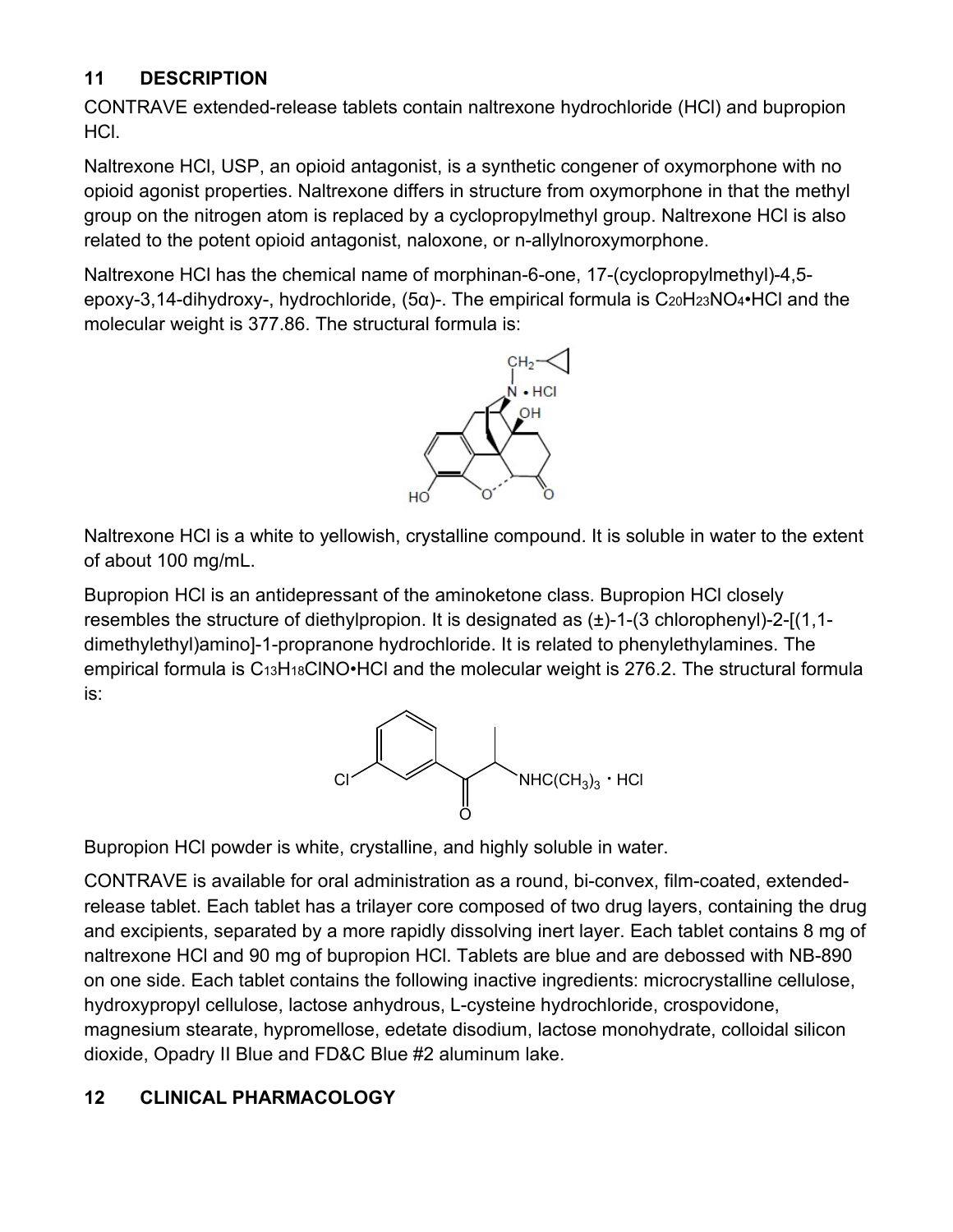## 11 DESCRIPTION

CONTRAVE extended-release tablets contain naltrexone hydrochloride (HCl) and bupropion HCl.

Naltrexone HCl, USP, an opioid antagonist, is a synthetic congener of oxymorphone with no opioid agonist properties. Naltrexone differs in structure from oxymorphone in that the methyl group on the nitrogen atom is replaced by a cyclopropylmethyl group. Naltrexone HCl is also related to the potent opioid antagonist, naloxone, or n-allylnoroxymorphone.

Naltrexone HCl has the chemical name of morphinan-6-one, 17-(cyclopropylmethyl)-4,5-epoxy-3,14-dihydroxy-, hydrochloride, (5α)-. The empirical formula is $C_{20}H_{23}NO_4 \cdot HCl$ and the molecular weight is 377.86. The structural formula is:

Naltrexone HCl is a white to yellowish, crystalline compound. It is soluble in water to the extent of about 100 mg/mL.

Bupropion HCl is an antidepressant of the aminoketone class. Bupropion HCl closely resembles the structure of diethylpropion. It is designated as (±)-1-(3 chlorophenyl)-2-[(1,1-dimethylethyl)amino]-1-propranone hydrochloride. It is related to phenylethylamines. The empirical formula is $C_{13}H_{18}ClNO \cdot HCl$ and the molecular weight is 276.2. The structural formula is:

Bupropion HCl powder is white, crystalline, and highly soluble in water.

CONTRAVE is available for oral administration as a round, bi-convex, film-coated, extended-release tablet. Each tablet has a trilayer core composed of two drug layers, containing the drug and excipients, separated by a more rapidly dissolving inert layer. Each tablet contains 8 mg of naltrexone HCl and 90 mg of bupropion HCl. Tablets are blue and are debossed with NB-890 on one side. Each tablet contains the following inactive ingredients: microcrystalline cellulose, hydroxypropyl cellulose, lactose anhydrous, L-cysteine hydrochloride, crospovidone, magnesium stearate, hypromellose, edetate disodium, lactose monohydrate, colloidal silicon dioxide, Opadry II Blue and FD&C Blue #2 aluminum lake.

## 12 CLINICAL PHARMACOLOGY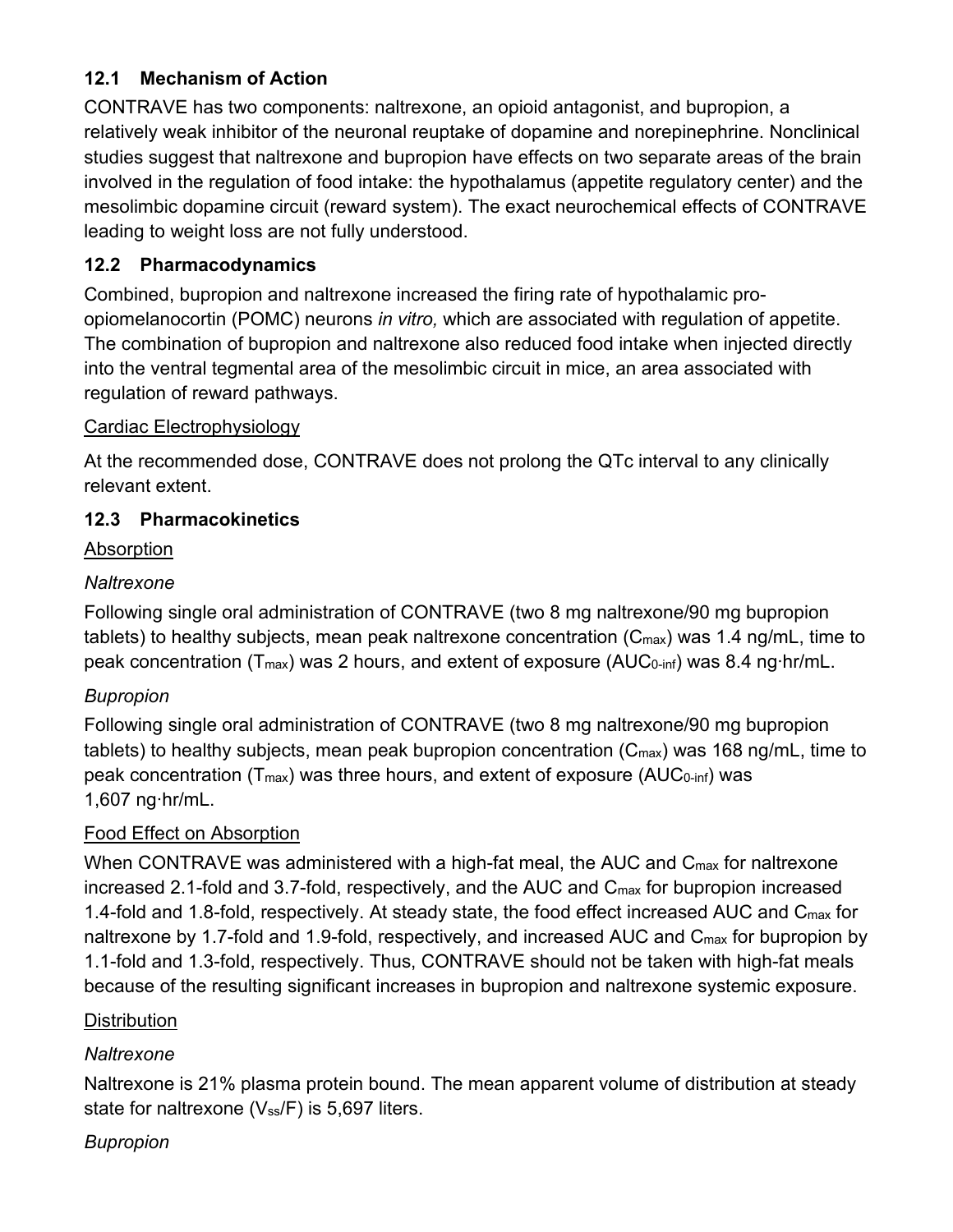### 12.1 Mechanism of Action

CONTRAVE has two components: naltrexone, an opioid antagonist, and bupropion, a relatively weak inhibitor of the neuronal reuptake of dopamine and norepinephrine. Nonclinical studies suggest that naltrexone and bupropion have effects on two separate areas of the brain involved in the regulation of food intake: the hypothalamus (appetite regulatory center) and the mesolimbic dopamine circuit (reward system). The exact neurochemical effects of CONTRAVE leading to weight loss are not fully understood.

### 12.2 Pharmacodynamics

Combined, bupropion and naltrexone increased the firing rate of hypothalamic pro-opiomelanocortin (POMC) neurons *in vitro,* which are associated with regulation of appetite. The combination of bupropion and naltrexone also reduced food intake when injected directly into the ventral tegmental area of the mesolimbic circuit in mice, an area associated with regulation of reward pathways.

<u>Cardiac Electrophysiology</u>

At the recommended dose, CONTRAVE does not prolong the QTc interval to any clinically relevant extent.

### 12.3 Pharmacokinetics

<u>Absorption</u>

*Naltrexone*

Following single oral administration of CONTRAVE (two 8 mg naltrexone/90 mg bupropion tablets) to healthy subjects, mean peak naltrexone concentration ($C_{max}$) was 1.4 ng/mL, time to peak concentration ($T_{max}$) was 2 hours, and extent of exposure ($AUC_{0\text{-inf}}$) was 8.4 ng·hr/mL.

*Bupropion*

Following single oral administration of CONTRAVE (two 8 mg naltrexone/90 mg bupropion tablets) to healthy subjects, mean peak bupropion concentration ($C_{max}$) was 168 ng/mL, time to peak concentration ($T_{max}$) was three hours, and extent of exposure ($AUC_{0\text{-inf}}$) was 1,607 ng·hr/mL.

<u>Food Effect on Absorption</u>

When CONTRAVE was administered with a high-fat meal, the AUC and $C_{max}$ for naltrexone increased 2.1-fold and 3.7-fold, respectively, and the AUC and $C_{max}$ for bupropion increased 1.4-fold and 1.8-fold, respectively. At steady state, the food effect increased AUC and $C_{max}$ for naltrexone by 1.7-fold and 1.9-fold, respectively, and increased AUC and $C_{max}$ for bupropion by 1.1-fold and 1.3-fold, respectively. Thus, CONTRAVE should not be taken with high-fat meals because of the resulting significant increases in bupropion and naltrexone systemic exposure.

<u>Distribution</u>

*Naltrexone*

Naltrexone is 21% plasma protein bound. The mean apparent volume of distribution at steady state for naltrexone ($V_{ss}/F$) is 5,697 liters.

*Bupropion*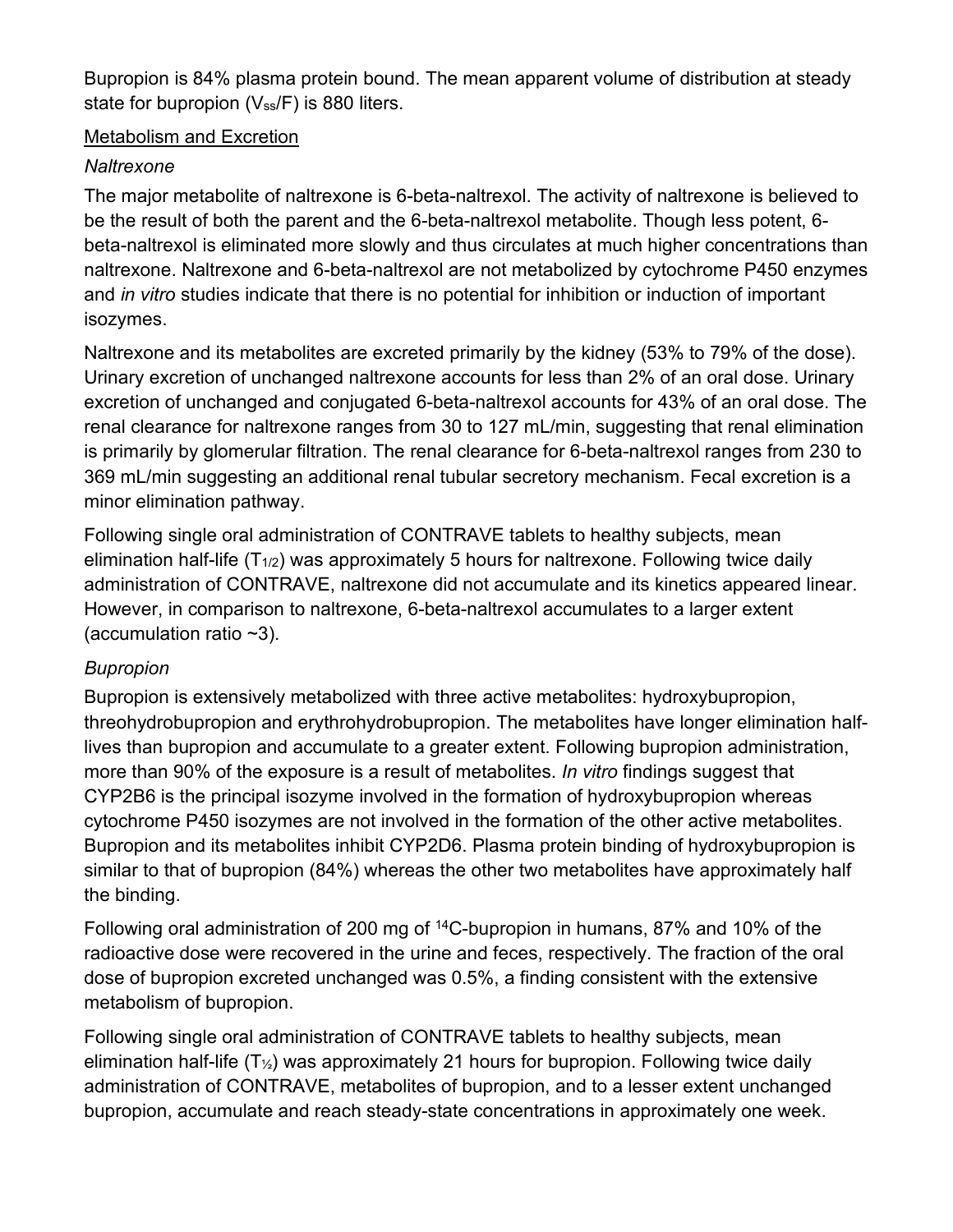Bupropion is 84% plasma protein bound. The mean apparent volume of distribution at steady state for bupropion ($V_{ss}/F$) is 880 liters.

Metabolism and Excretion

*Naltrexone*

The major metabolite of naltrexone is 6-beta-naltrexol. The activity of naltrexone is believed to be the result of both the parent and the 6-beta-naltrexol metabolite. Though less potent, 6-beta-naltrexol is eliminated more slowly and thus circulates at much higher concentrations than naltrexone. Naltrexone and 6-beta-naltrexol are not metabolized by cytochrome P450 enzymes and *in vitro* studies indicate that there is no potential for inhibition or induction of important isozymes.

Naltrexone and its metabolites are excreted primarily by the kidney (53% to 79% of the dose). Urinary excretion of unchanged naltrexone accounts for less than 2% of an oral dose. Urinary excretion of unchanged and conjugated 6-beta-naltrexol accounts for 43% of an oral dose. The renal clearance for naltrexone ranges from 30 to 127 mL/min, suggesting that renal elimination is primarily by glomerular filtration. The renal clearance for 6-beta-naltrexol ranges from 230 to 369 mL/min suggesting an additional renal tubular secretory mechanism. Fecal excretion is a minor elimination pathway.

Following single oral administration of CONTRAVE tablets to healthy subjects, mean elimination half-life ($T_{1/2}$) was approximately 5 hours for naltrexone. Following twice daily administration of CONTRAVE, naltrexone did not accumulate and its kinetics appeared linear. However, in comparison to naltrexone, 6-beta-naltrexol accumulates to a larger extent (accumulation ratio ~3).

*Bupropion*

Bupropion is extensively metabolized with three active metabolites: hydroxybupropion, threohydrobupropion and erythrohydrobupropion. The metabolites have longer elimination half-lives than bupropion and accumulate to a greater extent. Following bupropion administration, more than 90% of the exposure is a result of metabolites. *In vitro* findings suggest that CYP2B6 is the principal isozyme involved in the formation of hydroxybupropion whereas cytochrome P450 isozymes are not involved in the formation of the other active metabolites. Bupropion and its metabolites inhibit CYP2D6. Plasma protein binding of hydroxybupropion is similar to that of bupropion (84%) whereas the other two metabolites have approximately half the binding.

Following oral administration of 200 mg of $^{14}C$-bupropion in humans, 87% and 10% of the radioactive dose were recovered in the urine and feces, respectively. The fraction of the oral dose of bupropion excreted unchanged was 0.5%, a finding consistent with the extensive metabolism of bupropion.

Following single oral administration of CONTRAVE tablets to healthy subjects, mean elimination half-life ($T_{1/2}$) was approximately 21 hours for bupropion. Following twice daily administration of CONTRAVE, metabolites of bupropion, and to a lesser extent unchanged bupropion, accumulate and reach steady-state concentrations in approximately one week.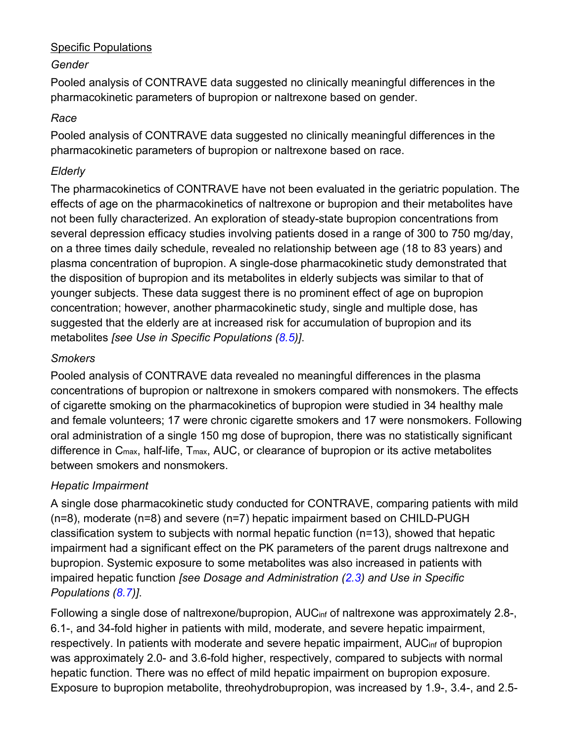<u>Specific Populations</u>

*Gender*

Pooled analysis of CONTRAVE data suggested no clinically meaningful differences in the pharmacokinetic parameters of bupropion or naltrexone based on gender.

*Race*

Pooled analysis of CONTRAVE data suggested no clinically meaningful differences in the pharmacokinetic parameters of bupropion or naltrexone based on race.

*Elderly*

The pharmacokinetics of CONTRAVE have not been evaluated in the geriatric population. The effects of age on the pharmacokinetics of naltrexone or bupropion and their metabolites have not been fully characterized. An exploration of steady-state bupropion concentrations from several depression efficacy studies involving patients dosed in a range of 300 to 750 mg/day, on a three times daily schedule, revealed no relationship between age (18 to 83 years) and plasma concentration of bupropion. A single-dose pharmacokinetic study demonstrated that the disposition of bupropion and its metabolites in elderly subjects was similar to that of younger subjects. These data suggest there is no prominent effect of age on bupropion concentration; however, another pharmacokinetic study, single and multiple dose, has suggested that the elderly are at increased risk for accumulation of bupropion and its metabolites *[see Use in Specific Populations (8.5)]*.

*Smokers*

Pooled analysis of CONTRAVE data revealed no meaningful differences in the plasma concentrations of bupropion or naltrexone in smokers compared with nonsmokers. The effects of cigarette smoking on the pharmacokinetics of bupropion were studied in 34 healthy male and female volunteers; 17 were chronic cigarette smokers and 17 were nonsmokers. Following oral administration of a single 150 mg dose of bupropion, there was no statistically significant difference in $C_{max}$, half-life, $T_{max}$, AUC, or clearance of bupropion or its active metabolites between smokers and nonsmokers.

*Hepatic Impairment*

A single dose pharmacokinetic study conducted for CONTRAVE, comparing patients with mild (n=8), moderate (n=8) and severe (n=7) hepatic impairment based on CHILD-PUGH classification system to subjects with normal hepatic function (n=13), showed that hepatic impairment had a significant effect on the PK parameters of the parent drugs naltrexone and bupropion. Systemic exposure to some metabolites was also increased in patients with impaired hepatic function *[see Dosage and Administration (2.3) and Use in Specific Populations (8.7)]*.

Following a single dose of naltrexone/bupropion, $AUC_{inf}$ of naltrexone was approximately 2.8-, 6.1-, and 34-fold higher in patients with mild, moderate, and severe hepatic impairment, respectively. In patients with moderate and severe hepatic impairment, $AUC_{inf}$ of bupropion was approximately 2.0- and 3.6-fold higher, respectively, compared to subjects with normal hepatic function. There was no effect of mild hepatic impairment on bupropion exposure. Exposure to bupropion metabolite, threohydrobupropion, was increased by 1.9-, 3.4-, and 2.5-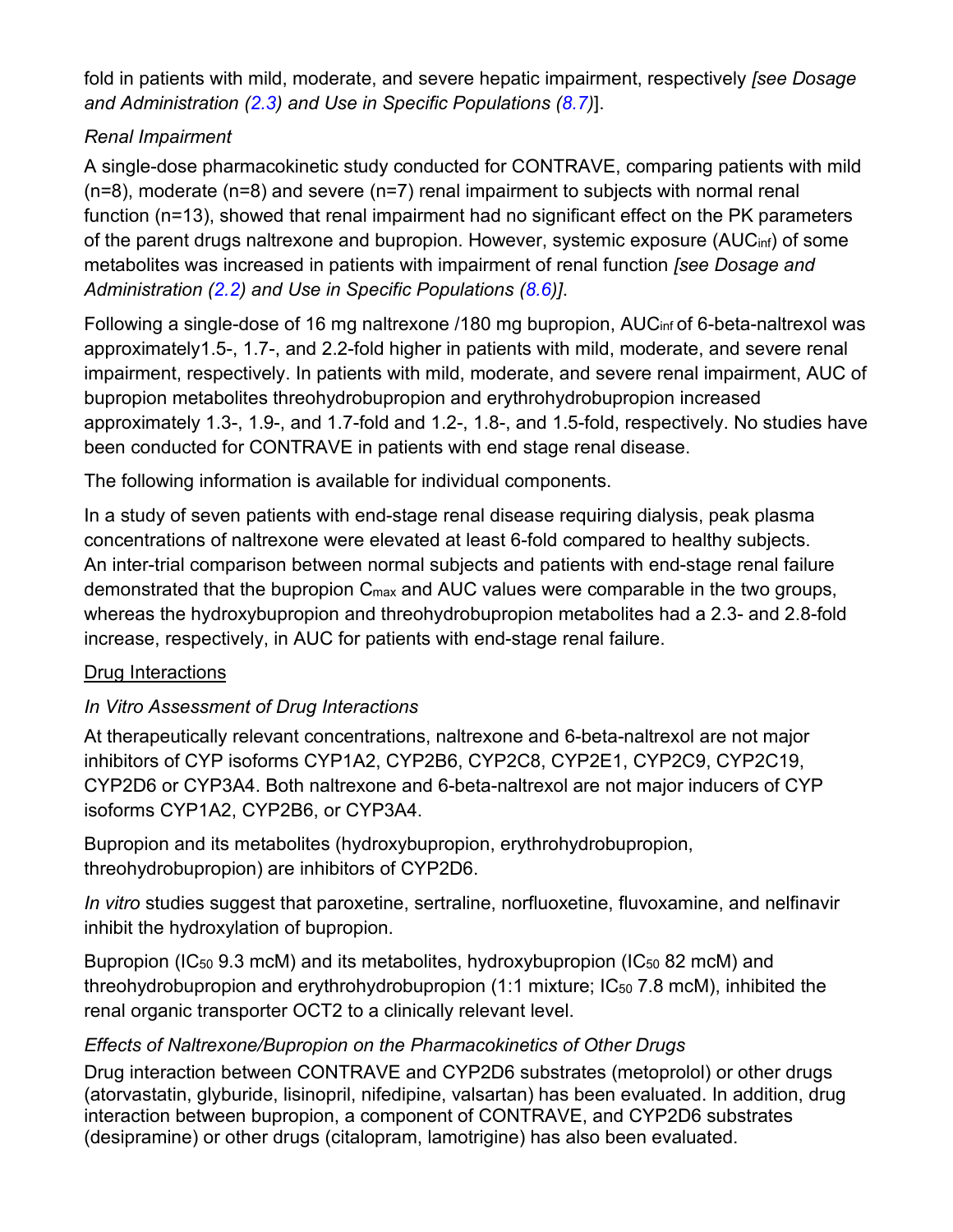fold in patients with mild, moderate, and severe hepatic impairment, respectively *[see Dosage and Administration (2.3) and Use in Specific Populations (8.7)*].

*Renal Impairment*

A single-dose pharmacokinetic study conducted for CONTRAVE, comparing patients with mild (n=8), moderate (n=8) and severe (n=7) renal impairment to subjects with normal renal function (n=13), showed that renal impairment had no significant effect on the PK parameters of the parent drugs naltrexone and bupropion. However, systemic exposure ($AUC_{inf}$) of some metabolites was increased in patients with impairment of renal function *[see Dosage and Administration (2.2) and Use in Specific Populations (8.6)]*.

Following a single-dose of 16 mg naltrexone /180 mg bupropion, $AUC_{inf}$ of 6-beta-naltrexol was approximately1.5-, 1.7-, and 2.2-fold higher in patients with mild, moderate, and severe renal impairment, respectively. In patients with mild, moderate, and severe renal impairment, AUC of bupropion metabolites threohydrobupropion and erythrohydrobupropion increased approximately 1.3-, 1.9-, and 1.7-fold and 1.2-, 1.8-, and 1.5-fold, respectively. No studies have been conducted for CONTRAVE in patients with end stage renal disease.

The following information is available for individual components.

In a study of seven patients with end-stage renal disease requiring dialysis, peak plasma concentrations of naltrexone were elevated at least 6-fold compared to healthy subjects. An inter-trial comparison between normal subjects and patients with end-stage renal failure demonstrated that the bupropion $C_{max}$ and AUC values were comparable in the two groups, whereas the hydroxybupropion and threohydrobupropion metabolites had a 2.3- and 2.8-fold increase, respectively, in AUC for patients with end-stage renal failure.

Drug Interactions

*In Vitro Assessment of Drug Interactions*

At therapeutically relevant concentrations, naltrexone and 6-beta-naltrexol are not major inhibitors of CYP isoforms CYP1A2, CYP2B6, CYP2C8, CYP2E1, CYP2C9, CYP2C19, CYP2D6 or CYP3A4. Both naltrexone and 6-beta-naltrexol are not major inducers of CYP isoforms CYP1A2, CYP2B6, or CYP3A4.

Bupropion and its metabolites (hydroxybupropion, erythrohydrobupropion, threohydrobupropion) are inhibitors of CYP2D6.

*In vitro* studies suggest that paroxetine, sertraline, norfluoxetine, fluvoxamine, and nelfinavir inhibit the hydroxylation of bupropion.

Bupropion ($IC_{50}$ 9.3 mcM) and its metabolites, hydroxybupropion ($IC_{50}$ 82 mcM) and threohydrobupropion and erythrohydrobupropion (1:1 mixture; $IC_{50}$ 7.8 mcM), inhibited the renal organic transporter OCT2 to a clinically relevant level.

*Effects of Naltrexone/Bupropion on the Pharmacokinetics of Other Drugs*

Drug interaction between CONTRAVE and CYP2D6 substrates (metoprolol) or other drugs (atorvastatin, glyburide, lisinopril, nifedipine, valsartan) has been evaluated. In addition, drug interaction between bupropion, a component of CONTRAVE, and CYP2D6 substrates (desipramine) or other drugs (citalopram, lamotrigine) has also been evaluated.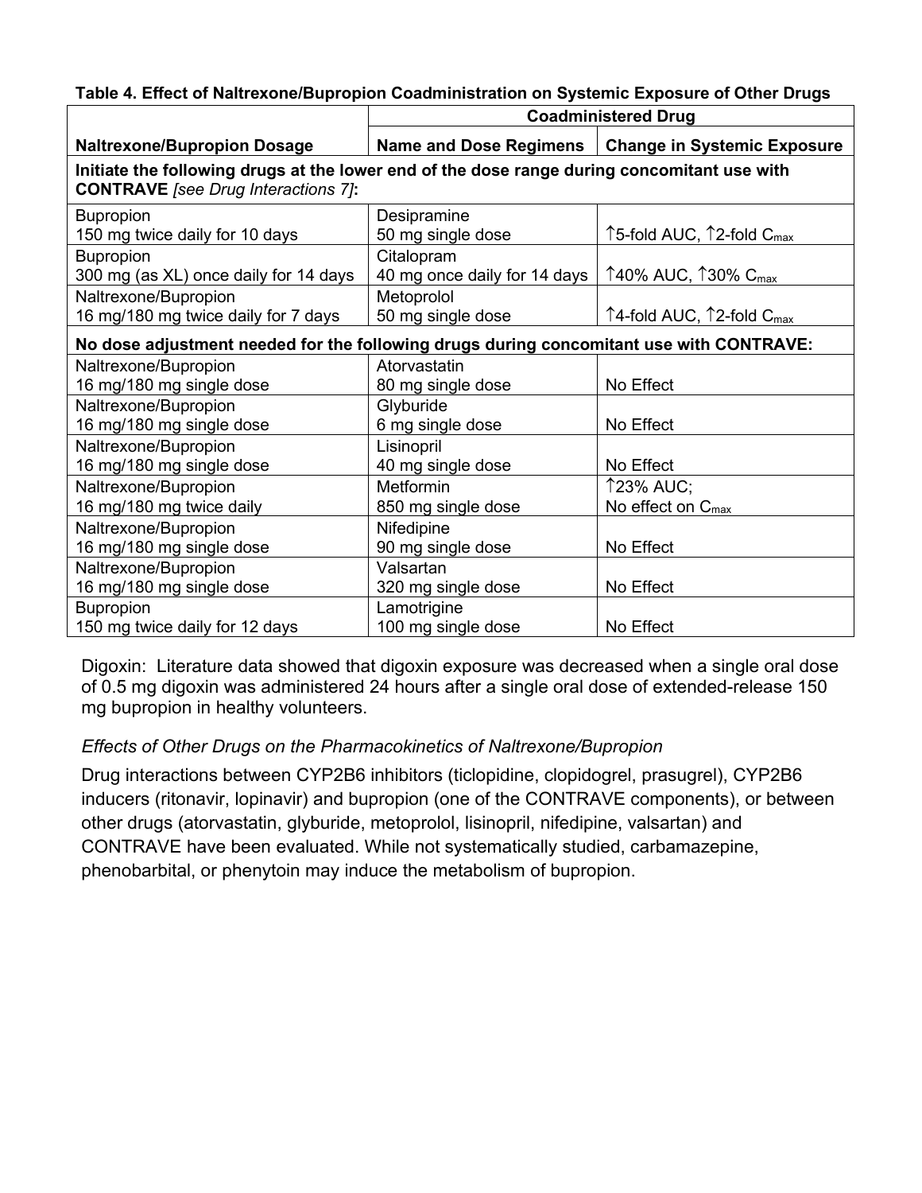**Table 4. Effect of Naltrexone/Bupropion Coadministration on Systemic Exposure of Other Drugs**

| | Coadministered Drug | |
|---|---|---|
| **Naltrexone/Bupropion Dosage** | **Name and Dose Regimens** | **Change in Systemic Exposure** |
| **Initiate the following drugs at the lower end of the dose range during concomitant use with CONTRAVE** *[see Drug Interactions 7]***:** | | |
| Bupropion 150 mg twice daily for 10 days | Desipramine 50 mg single dose | ↑5-fold AUC, ↑2-fold $C_{max}$ |
| Bupropion 300 mg (as XL) once daily for 14 days | Citalopram 40 mg once daily for 14 days | ↑40% AUC, ↑30% $C_{max}$ |
| Naltrexone/Bupropion 16 mg/180 mg twice daily for 7 days | Metoprolol 50 mg single dose | ↑4-fold AUC, ↑2-fold $C_{max}$ |
| **No dose adjustment needed for the following drugs during concomitant use with CONTRAVE:** | | |
| Naltrexone/Bupropion 16 mg/180 mg single dose | Atorvastatin 80 mg single dose | No Effect |
| Naltrexone/Bupropion 16 mg/180 mg single dose | Glyburide 6 mg single dose | No Effect |
| Naltrexone/Bupropion 16 mg/180 mg single dose | Lisinopril 40 mg single dose | No Effect |
| Naltrexone/Bupropion 16 mg/180 mg twice daily | Metformin 850 mg single dose | ↑23% AUC; No effect on $C_{max}$ |
| Naltrexone/Bupropion 16 mg/180 mg single dose | Nifedipine 90 mg single dose | No Effect |
| Naltrexone/Bupropion 16 mg/180 mg single dose | Valsartan 320 mg single dose | No Effect |
| Bupropion 150 mg twice daily for 12 days | Lamotrigine 100 mg single dose | No Effect |

Digoxin: Literature data showed that digoxin exposure was decreased when a single oral dose of 0.5 mg digoxin was administered 24 hours after a single oral dose of extended-release 150 mg bupropion in healthy volunteers.

*Effects of Other Drugs on the Pharmacokinetics of Naltrexone/Bupropion*

Drug interactions between CYP2B6 inhibitors (ticlopidine, clopidogrel, prasugrel), CYP2B6 inducers (ritonavir, lopinavir) and bupropion (one of the CONTRAVE components), or between other drugs (atorvastatin, glyburide, metoprolol, lisinopril, nifedipine, valsartan) and CONTRAVE have been evaluated. While not systematically studied, carbamazepine, phenobarbital, or phenytoin may induce the metabolism of bupropion.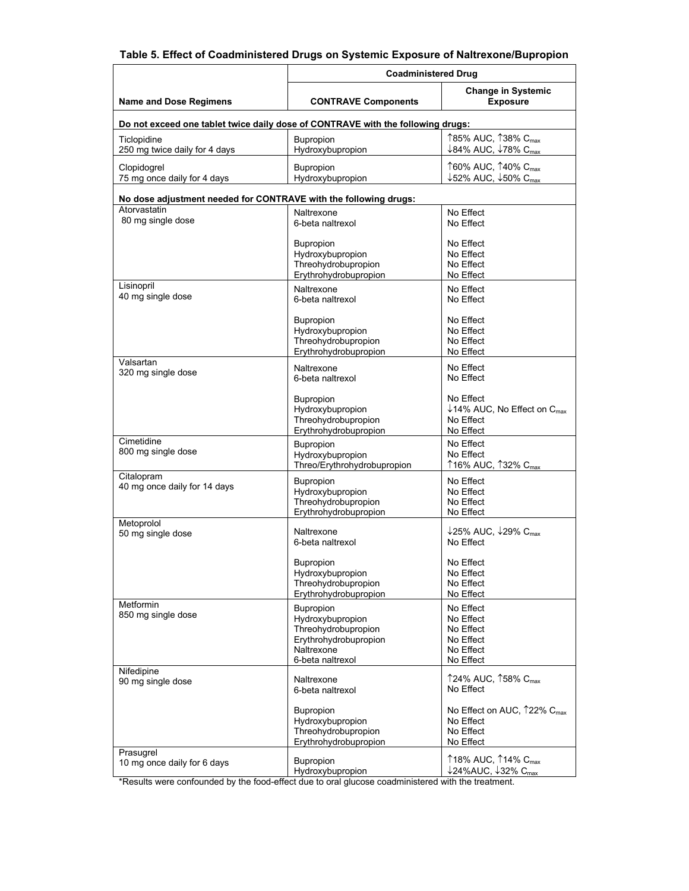**Table 5. Effect of Coadministered Drugs on Systemic Exposure of Naltrexone/Bupropion**

| | Coadministered Drug | |
|---|---|---|
| **Name and Dose Regimens** | **CONTRAVE Components** | **Change in Systemic Exposure** |
| **Do not exceed one tablet twice daily dose of CONTRAVE with the following drugs:** | | |
| Ticlopidine<br>250 mg twice daily for 4 days | Bupropion<br>Hydroxybupropion | ↑85% AUC, ↑38% $C_{max}$<br>↓84% AUC, ↓78% $C_{max}$ |
| Clopidogrel<br>75 mg once daily for 4 days | Bupropion<br>Hydroxybupropion | ↑60% AUC, ↑40% $C_{max}$<br>↓52% AUC, ↓50% $C_{max}$ |
| **No dose adjustment needed for CONTRAVE with the following drugs:** | | |
| Atorvastatin<br>80 mg single dose | Naltrexone<br>6-beta naltrexol<br><br>Bupropion<br>Hydroxybupropion<br>Threohydrobupropion<br>Erythrohydrobupropion | No Effect<br>No Effect<br><br>No Effect<br>No Effect<br>No Effect<br>No Effect |
| Lisinopril<br>40 mg single dose | Naltrexone<br>6-beta naltrexol<br><br>Bupropion<br>Hydroxybupropion<br>Threohydrobupropion<br>Erythrohydrobupropion | No Effect<br>No Effect<br><br>No Effect<br>No Effect<br>No Effect<br>No Effect |
| Valsartan<br>320 mg single dose | Naltrexone<br>6-beta naltrexol<br><br>Bupropion<br>Hydroxybupropion<br>Threohydrobupropion<br>Erythrohydrobupropion | No Effect<br>No Effect<br><br>No Effect<br>↓14% AUC, No Effect on $C_{max}$<br>No Effect<br>No Effect |
| Cimetidine<br>800 mg single dose | Bupropion<br>Hydroxybupropion<br>Threo/Erythrohydrobupropion | No Effect<br>No Effect<br>↑16% AUC, ↑32% $C_{max}$ |
| Citalopram<br>40 mg once daily for 14 days | Bupropion<br>Hydroxybupropion<br>Threohydrobupropion<br>Erythrohydrobupropion | No Effect<br>No Effect<br>No Effect<br>No Effect |
| Metoprolol<br>50 mg single dose | Naltrexone<br>6-beta naltrexol<br><br>Bupropion<br>Hydroxybupropion<br>Threohydrobupropion<br>Erythrohydrobupropion | ↓25% AUC, ↓29% $C_{max}$<br>No Effect<br><br>No Effect<br>No Effect<br>No Effect<br>No Effect |
| Metformin<br>850 mg single dose | Bupropion<br>Hydroxybupropion<br>Threohydrobupropion<br>Erythrohydrobupropion<br>Naltrexone<br>6-beta naltrexol | No Effect<br>No Effect<br>No Effect<br>No Effect<br>No Effect<br>No Effect |
| Nifedipine<br>90 mg single dose | Naltrexone<br>6-beta naltrexol<br><br>Bupropion<br>Hydroxybupropion<br>Threohydrobupropion<br>Erythrohydrobupropion | ↑24% AUC, ↑58% $C_{max}$<br>No Effect<br><br>No Effect on AUC, ↑22% $C_{max}$<br>No Effect<br>No Effect<br>No Effect |
| Prasugrel<br>10 mg once daily for 6 days | Bupropion<br>Hydroxybupropion | ↑18% AUC, ↑14% $C_{max}$<br>↓24%AUC, ↓32% $C_{max}$ |

*Results were confounded by the food-effect due to oral glucose coadministered with the treatment.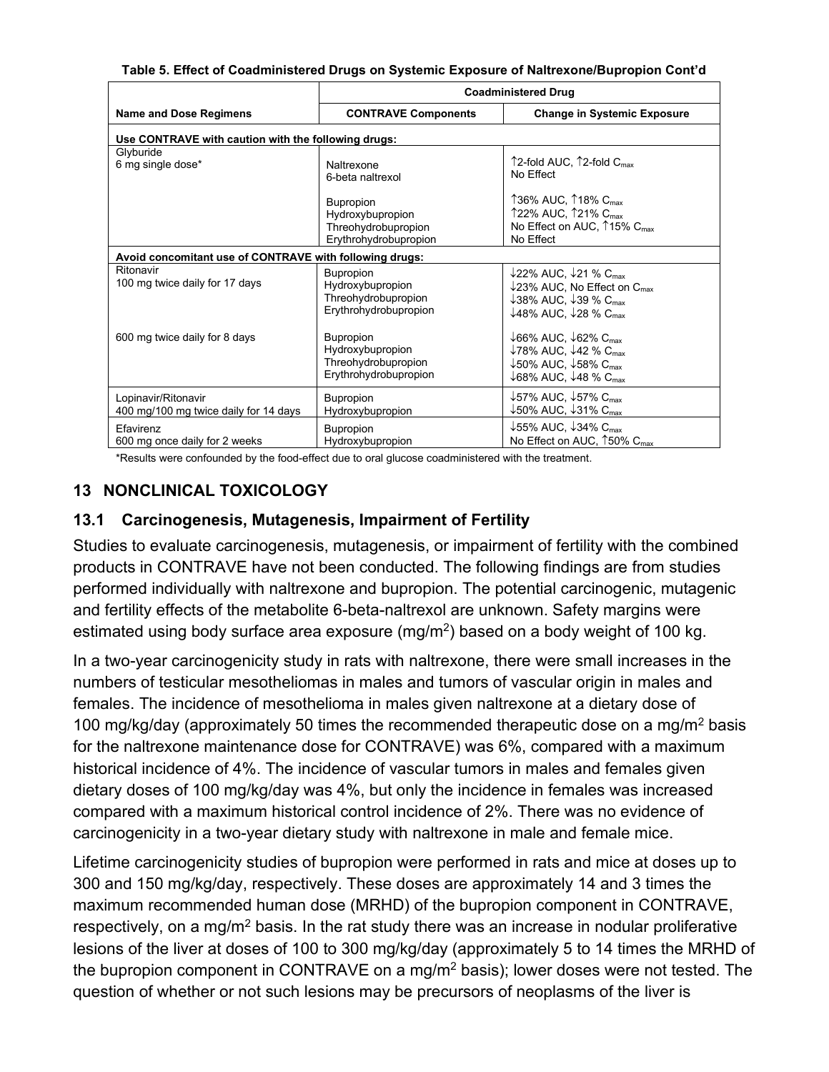**Table 5. Effect of Coadministered Drugs on Systemic Exposure of Naltrexone/Bupropion Cont'd**

| Name and Dose Regimens | Coadministered Drug | |
|---|---|---|
| | **CONTRAVE Components** | **Change in Systemic Exposure** |
| **Use CONTRAVE with caution with the following drugs:** | | |
| Glyburide<br>6 mg single dose* | Naltrexone<br>6-beta naltrexol | ↑2-fold AUC, ↑2-fold $C_{max}$<br>No Effect |
| | Bupropion<br>Hydroxybupropion<br>Threohydrobupropion<br>Erythrohydrobupropion | ↑36% AUC, ↑18% $C_{max}$<br>↑22% AUC, ↑21% $C_{max}$<br>No Effect on AUC, ↑15% $C_{max}$<br>No Effect |
| **Avoid concomitant use of CONTRAVE with following drugs:** | | |
| Ritonavir<br>100 mg twice daily for 17 days | Bupropion<br>Hydroxybupropion<br>Threohydrobupropion<br>Erythrohydrobupropion | ↓22% AUC, ↓21 % $C_{max}$<br>↓23% AUC, No Effect on $C_{max}$<br>↓38% AUC, ↓39 % $C_{max}$<br>↓48% AUC, ↓28 % $C_{max}$ |
| 600 mg twice daily for 8 days | Bupropion<br>Hydroxybupropion<br>Threohydrobupropion<br>Erythrohydrobupropion | ↓66% AUC, ↓62% $C_{max}$<br>↓78% AUC, ↓42 % $C_{max}$<br>↓50% AUC, ↓58% $C_{max}$<br>↓68% AUC, ↓48 % $C_{max}$ |
| Lopinavir/Ritonavir<br>400 mg/100 mg twice daily for 14 days | Bupropion<br>Hydroxybupropion | ↓57% AUC, ↓57% $C_{max}$<br>↓50% AUC, ↓31% $C_{max}$ |
| Efavirenz<br>600 mg once daily for 2 weeks | Bupropion<br>Hydroxybupropion | ↓55% AUC, ↓34% $C_{max}$<br>No Effect on AUC, ↑50% $C_{max}$ |

*Results were confounded by the food-effect due to oral glucose coadministered with the treatment.

## 13 NONCLINICAL TOXICOLOGY

### 13.1 Carcinogenesis, Mutagenesis, Impairment of Fertility

Studies to evaluate carcinogenesis, mutagenesis, or impairment of fertility with the combined products in CONTRAVE have not been conducted. The following findings are from studies performed individually with naltrexone and bupropion. The potential carcinogenic, mutagenic and fertility effects of the metabolite 6-beta-naltrexol are unknown. Safety margins were estimated using body surface area exposure ($mg/m^2$) based on a body weight of 100 kg.

In a two-year carcinogenicity study in rats with naltrexone, there were small increases in the numbers of testicular mesotheliomas in males and tumors of vascular origin in males and females. The incidence of mesothelioma in males given naltrexone at a dietary dose of 100 mg/kg/day (approximately 50 times the recommended therapeutic dose on a $mg/m^2$ basis for the naltrexone maintenance dose for CONTRAVE) was 6%, compared with a maximum historical incidence of 4%. The incidence of vascular tumors in males and females given dietary doses of 100 mg/kg/day was 4%, but only the incidence in females was increased compared with a maximum historical control incidence of 2%. There was no evidence of carcinogenicity in a two-year dietary study with naltrexone in male and female mice.

Lifetime carcinogenicity studies of bupropion were performed in rats and mice at doses up to 300 and 150 mg/kg/day, respectively. These doses are approximately 14 and 3 times the maximum recommended human dose (MRHD) of the bupropion component in CONTRAVE, respectively, on a $mg/m^2$ basis. In the rat study there was an increase in nodular proliferative lesions of the liver at doses of 100 to 300 mg/kg/day (approximately 5 to 14 times the MRHD of the bupropion component in CONTRAVE on a $mg/m^2$ basis); lower doses were not tested. The question of whether or not such lesions may be precursors of neoplasms of the liver is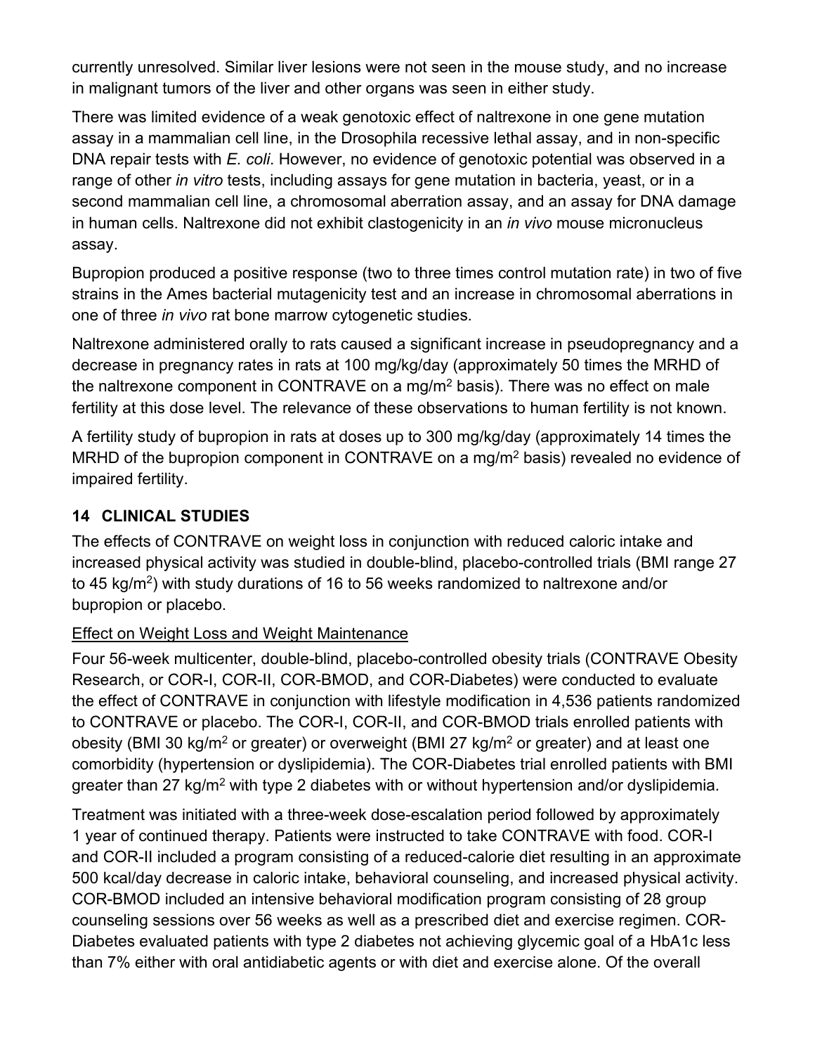currently unresolved. Similar liver lesions were not seen in the mouse study, and no increase in malignant tumors of the liver and other organs was seen in either study.

There was limited evidence of a weak genotoxic effect of naltrexone in one gene mutation assay in a mammalian cell line, in the Drosophila recessive lethal assay, and in non-specific DNA repair tests with *E. coli*. However, no evidence of genotoxic potential was observed in a range of other *in vitro* tests, including assays for gene mutation in bacteria, yeast, or in a second mammalian cell line, a chromosomal aberration assay, and an assay for DNA damage in human cells. Naltrexone did not exhibit clastogenicity in an *in vivo* mouse micronucleus assay.

Bupropion produced a positive response (two to three times control mutation rate) in two of five strains in the Ames bacterial mutagenicity test and an increase in chromosomal aberrations in one of three *in vivo* rat bone marrow cytogenetic studies.

Naltrexone administered orally to rats caused a significant increase in pseudopregnancy and a decrease in pregnancy rates in rats at 100 mg/kg/day (approximately 50 times the MRHD of the naltrexone component in CONTRAVE on a $mg/m^2$ basis). There was no effect on male fertility at this dose level. The relevance of these observations to human fertility is not known.

A fertility study of bupropion in rats at doses up to 300 mg/kg/day (approximately 14 times the MRHD of the bupropion component in CONTRAVE on a $mg/m^2$ basis) revealed no evidence of impaired fertility.

## 14 CLINICAL STUDIES

The effects of CONTRAVE on weight loss in conjunction with reduced caloric intake and increased physical activity was studied in double-blind, placebo-controlled trials (BMI range 27 to 45 $kg/m^2$) with study durations of 16 to 56 weeks randomized to naltrexone and/or bupropion or placebo.

### Effect on Weight Loss and Weight Maintenance

Four 56-week multicenter, double-blind, placebo-controlled obesity trials (CONTRAVE Obesity Research, or COR-I, COR-II, COR-BMOD, and COR-Diabetes) were conducted to evaluate the effect of CONTRAVE in conjunction with lifestyle modification in 4,536 patients randomized to CONTRAVE or placebo. The COR-I, COR-II, and COR-BMOD trials enrolled patients with obesity (BMI 30 $kg/m^2$ or greater) or overweight (BMI 27 $kg/m^2$ or greater) and at least one comorbidity (hypertension or dyslipidemia). The COR-Diabetes trial enrolled patients with BMI greater than 27 $kg/m^2$ with type 2 diabetes with or without hypertension and/or dyslipidemia.

Treatment was initiated with a three-week dose-escalation period followed by approximately 1 year of continued therapy. Patients were instructed to take CONTRAVE with food. COR-I and COR-II included a program consisting of a reduced-calorie diet resulting in an approximate 500 kcal/day decrease in caloric intake, behavioral counseling, and increased physical activity. COR-BMOD included an intensive behavioral modification program consisting of 28 group counseling sessions over 56 weeks as well as a prescribed diet and exercise regimen. COR-Diabetes evaluated patients with type 2 diabetes not achieving glycemic goal of a HbA1c less than 7% either with oral antidiabetic agents or with diet and exercise alone. Of the overall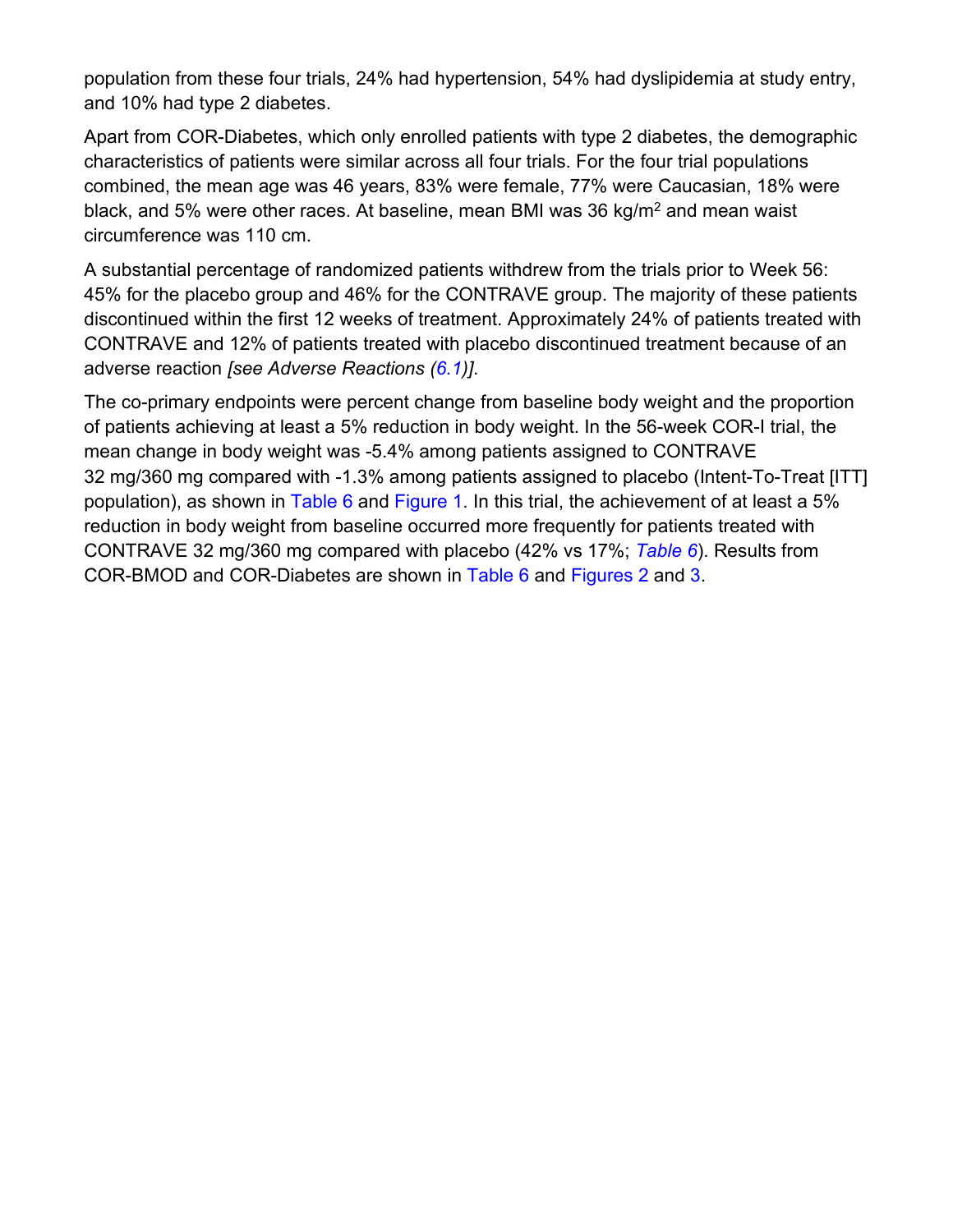population from these four trials, 24% had hypertension, 54% had dyslipidemia at study entry, and 10% had type 2 diabetes.

Apart from COR-Diabetes, which only enrolled patients with type 2 diabetes, the demographic characteristics of patients were similar across all four trials. For the four trial populations combined, the mean age was 46 years, 83% were female, 77% were Caucasian, 18% were black, and 5% were other races. At baseline, mean BMI was 36 kg/m$^2$ and mean waist circumference was 110 cm.

A substantial percentage of randomized patients withdrew from the trials prior to Week 56: 45% for the placebo group and 46% for the CONTRAVE group. The majority of these patients discontinued within the first 12 weeks of treatment. Approximately 24% of patients treated with CONTRAVE and 12% of patients treated with placebo discontinued treatment because of an adverse reaction *[see Adverse Reactions (6.1)]*.

The co-primary endpoints were percent change from baseline body weight and the proportion of patients achieving at least a 5% reduction in body weight. In the 56-week COR-I trial, the mean change in body weight was -5.4% among patients assigned to CONTRAVE 32 mg/360 mg compared with -1.3% among patients assigned to placebo (Intent-To-Treat [ITT] population), as shown in Table 6 and Figure 1. In this trial, the achievement of at least a 5% reduction in body weight from baseline occurred more frequently for patients treated with CONTRAVE 32 mg/360 mg compared with placebo (42% vs 17%; *Table 6*). Results from COR-BMOD and COR-Diabetes are shown in Table 6 and Figures 2 and 3.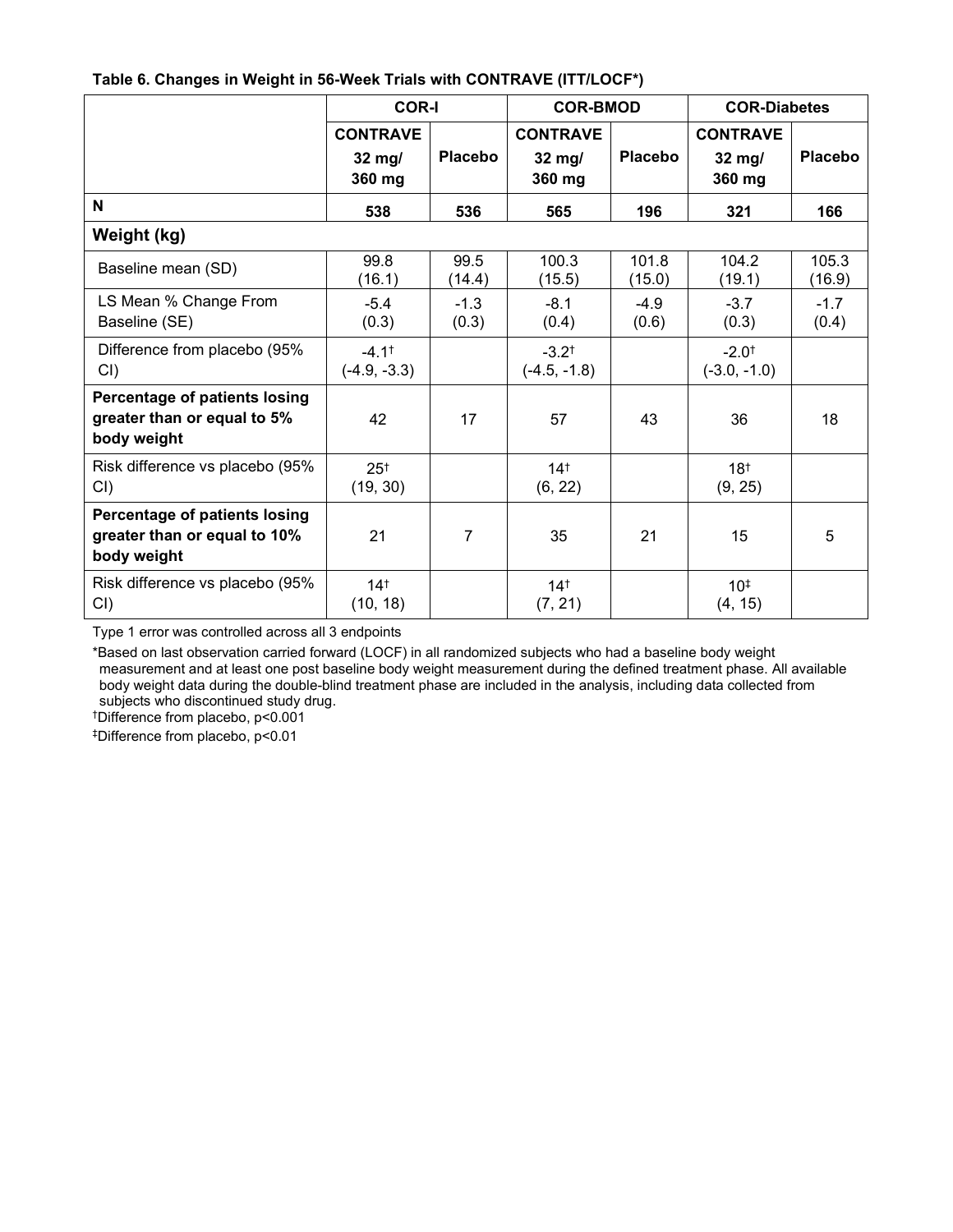**Table 6. Changes in Weight in 56-Week Trials with CONTRAVE (ITT/LOCF*)**

| | COR-I | | COR-BMOD | | COR-Diabetes | |
|---|---|---|---|---|---|---|
| | CONTRAVE 32 mg/ 360 mg | Placebo | CONTRAVE 32 mg/ 360 mg | Placebo | CONTRAVE 32 mg/ 360 mg | Placebo |
| **N** | **538** | **536** | **565** | **196** | **321** | **166** |
| **Weight (kg)** | | | | | | |
| Baseline mean (SD) | 99.8 (16.1) | 99.5 (14.4) | 100.3 (15.5) | 101.8 (15.0) | 104.2 (19.1) | 105.3 (16.9) |
| LS Mean % Change From Baseline (SE) | -5.4 (0.3) | -1.3 (0.3) | -8.1 (0.4) | -4.9 (0.6) | -3.7 (0.3) | -1.7 (0.4) |
| Difference from placebo (95% CI) | -4.1† (-4.9, -3.3) | | -3.2† (-4.5, -1.8) | | -2.0† (-3.0, -1.0) | |
| **Percentage of patients losing greater than or equal to 5% body weight** | 42 | 17 | 57 | 43 | 36 | 18 |
| Risk difference vs placebo (95% CI) | 25† (19, 30) | | 14† (6, 22) | | 18† (9, 25) | |
| **Percentage of patients losing greater than or equal to 10% body weight** | 21 | 7 | 35 | 21 | 15 | 5 |
| Risk difference vs placebo (95% CI) | 14† (10, 18) | | 14† (7, 21) | | 10‡ (4, 15) | |

Type 1 error was controlled across all 3 endpoints

*Based on last observation carried forward (LOCF) in all randomized subjects who had a baseline body weight measurement and at least one post baseline body weight measurement during the defined treatment phase. All available body weight data during the double-blind treatment phase are included in the analysis, including data collected from subjects who discontinued study drug.

†Difference from placebo, p<0.001

‡Difference from placebo, p<0.01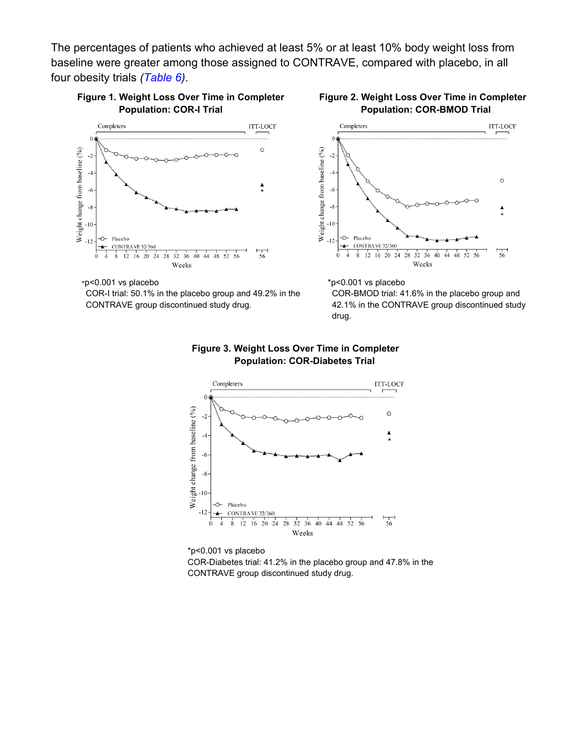The percentages of patients who achieved at least 5% or at least 10% body weight loss from baseline were greater among those assigned to CONTRAVE, compared with placebo, in all four obesity trials *(Table 6)*.

**Figure 1. Weight Loss Over Time in Completer Population: COR-I Trial**

*p<0.001 vs placebo

COR-I trial: 50.1% in the placebo group and 49.2% in the CONTRAVE group discontinued study drug.

**Figure 2. Weight Loss Over Time in Completer Population: COR-BMOD Trial**

*p<0.001 vs placebo

COR-BMOD trial: 41.6% in the placebo group and 42.1% in the CONTRAVE group discontinued study drug.

**Figure 3. Weight Loss Over Time in Completer Population: COR-Diabetes Trial**

*p<0.001 vs placebo

COR-Diabetes trial: 41.2% in the placebo group and 47.8% in the CONTRAVE group discontinued study drug.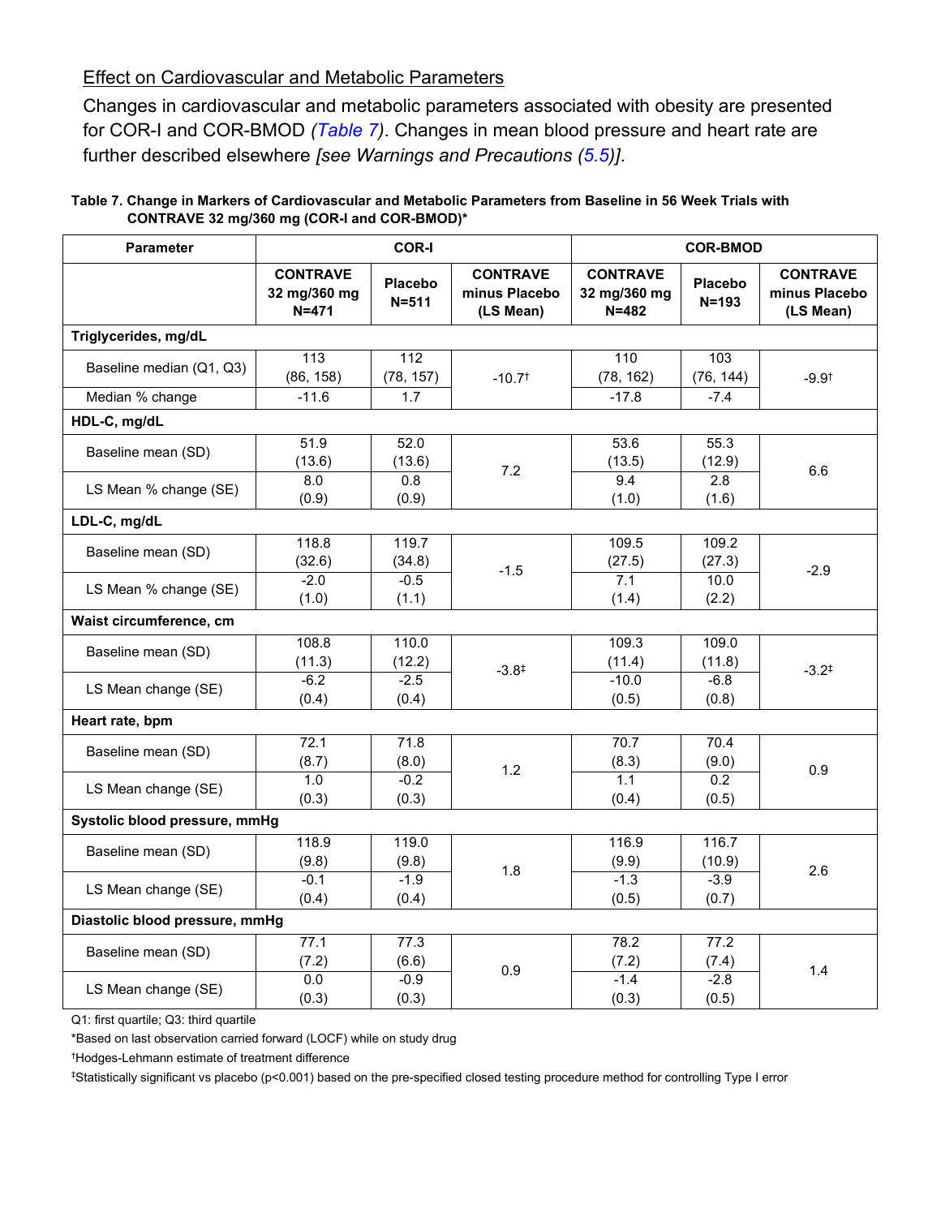Effect on Cardiovascular and Metabolic Parameters

Changes in cardiovascular and metabolic parameters associated with obesity are presented for COR-I and COR-BMOD *(Table 7)*. Changes in mean blood pressure and heart rate are further described elsewhere *[see Warnings and Precautions (5.5)]*.

**Table 7. Change in Markers of Cardiovascular and Metabolic Parameters from Baseline in 56 Week Trials with CONTRAVE 32 mg/360 mg (COR-I and COR-BMOD)***

| Parameter | COR-I | | | COR-BMOD | | |
|---|---|---|---|---|---|---|
| | **CONTRAVE 32 mg/360 mg N=471** | **Placebo N=511** | **CONTRAVE minus Placebo (LS Mean)** | **CONTRAVE 32 mg/360 mg N=482** | **Placebo N=193** | **CONTRAVE minus Placebo (LS Mean)** |
| **Triglycerides, mg/dL** | | | | | | |
| Baseline median (Q1, Q3) | 113 (86, 158) | 112 (78, 157) | -10.7† | 110 (78, 162) | 103 (76, 144) | -9.9† |
| Median % change | -11.6 | 1.7 | | -17.8 | -7.4 | |
| **HDL-C, mg/dL** | | | | | | |
| Baseline mean (SD) | 51.9 (13.6) | 52.0 (13.6) | 7.2 | 53.6 (13.5) | 55.3 (12.9) | 6.6 |
| LS Mean % change (SE) | 8.0 (0.9) | 0.8 (0.9) | | 9.4 (1.0) | 2.8 (1.6) | |
| **LDL-C, mg/dL** | | | | | | |
| Baseline mean (SD) | 118.8 (32.6) | 119.7 (34.8) | -1.5 | 109.5 (27.5) | 109.2 (27.3) | -2.9 |
| LS Mean % change (SE) | -2.0 (1.0) | -0.5 (1.1) | | 7.1 (1.4) | 10.0 (2.2) | |
| **Waist circumference, cm** | | | | | | |
| Baseline mean (SD) | 108.8 (11.3) | 110.0 (12.2) | -3.8‡ | 109.3 (11.4) | 109.0 (11.8) | -3.2‡ |
| LS Mean change (SE) | -6.2 (0.4) | -2.5 (0.4) | | -10.0 (0.5) | -6.8 (0.8) | |
| **Heart rate, bpm** | | | | | | |
| Baseline mean (SD) | 72.1 (8.7) | 71.8 (8.0) | 1.2 | 70.7 (8.3) | 70.4 (9.0) | 0.9 |
| LS Mean change (SE) | 1.0 (0.3) | -0.2 (0.3) | | 1.1 (0.4) | 0.2 (0.5) | |
| **Systolic blood pressure, mmHg** | | | | | | |
| Baseline mean (SD) | 118.9 (9.8) | 119.0 (9.8) | 1.8 | 116.9 (9.9) | 116.7 (10.9) | 2.6 |
| LS Mean change (SE) | -0.1 (0.4) | -1.9 (0.4) | | -1.3 (0.5) | -3.9 (0.7) | |
| **Diastolic blood pressure, mmHg** | | | | | | |
| Baseline mean (SD) | 77.1 (7.2) | 77.3 (6.6) | 0.9 | 78.2 (7.2) | 77.2 (7.4) | 1.4 |
| LS Mean change (SE) | 0.0 (0.3) | -0.9 (0.3) | | -1.4 (0.3) | -2.8 (0.5) | |

Q1: first quartile; Q3: third quartile

*Based on last observation carried forward (LOCF) while on study drug

†Hodges-Lehmann estimate of treatment difference

‡Statistically significant vs placebo ($p<0.001$) based on the pre-specified closed testing procedure method for controlling Type I error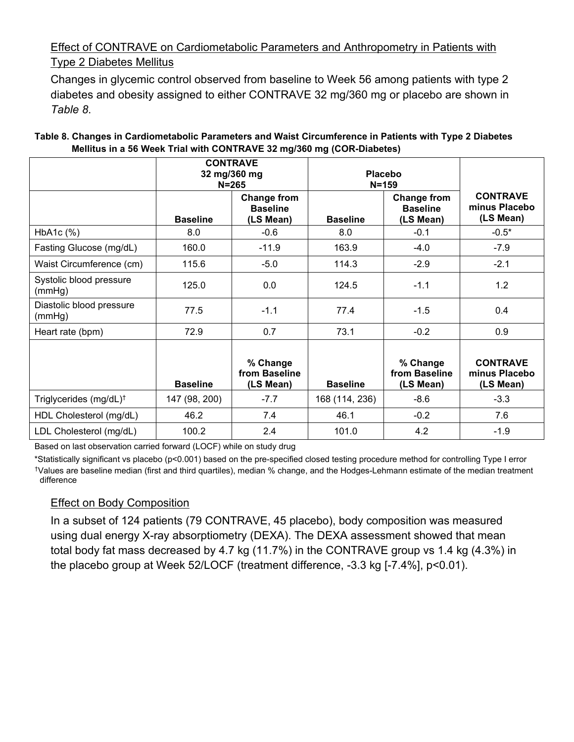Effect of CONTRAVE on Cardiometabolic Parameters and Anthropometry in Patients with Type 2 Diabetes Mellitus

Changes in glycemic control observed from baseline to Week 56 among patients with type 2 diabetes and obesity assigned to either CONTRAVE 32 mg/360 mg or placebo are shown in *Table 8*.

**Table 8. Changes in Cardiometabolic Parameters and Waist Circumference in Patients with Type 2 Diabetes Mellitus in a 56 Week Trial with CONTRAVE 32 mg/360 mg (COR-Diabetes)**

| | **CONTRAVE 32 mg/360 mg N=265** | | **Placebo N=159** | | |
|---|---|---|---|---|---|
| | **Baseline** | **Change from Baseline (LS Mean)** | **Baseline** | **Change from Baseline (LS Mean)** | **CONTRAVE minus Placebo (LS Mean)** |
| HbA1c (%) | 8.0 | -0.6 | 8.0 | -0.1 | -0.5* |
| Fasting Glucose (mg/dL) | 160.0 | -11.9 | 163.9 | -4.0 | -7.9 |
| Waist Circumference (cm) | 115.6 | -5.0 | 114.3 | -2.9 | -2.1 |
| Systolic blood pressure (mmHg) | 125.0 | 0.0 | 124.5 | -1.1 | 1.2 |
| Diastolic blood pressure (mmHg) | 77.5 | -1.1 | 77.4 | -1.5 | 0.4 |
| Heart rate (bpm) | 72.9 | 0.7 | 73.1 | -0.2 | 0.9 |
| | **Baseline** | **% Change from Baseline (LS Mean)** | **Baseline** | **% Change from Baseline (LS Mean)** | **CONTRAVE minus Placebo (LS Mean)** |
| Triglycerides (mg/dL)† | 147 (98, 200) | -7.7 | 168 (114, 236) | -8.6 | -3.3 |
| HDL Cholesterol (mg/dL) | 46.2 | 7.4 | 46.1 | -0.2 | 7.6 |
| LDL Cholesterol (mg/dL) | 100.2 | 2.4 | 101.0 | 4.2 | -1.9 |

Based on last observation carried forward (LOCF) while on study drug

*Statistically significant vs placebo ($p<0.001$) based on the pre-specified closed testing procedure method for controlling Type I error

†Values are baseline median (first and third quartiles), median % change, and the Hodges-Lehmann estimate of the median treatment difference

Effect on Body Composition

In a subset of 124 patients (79 CONTRAVE, 45 placebo), body composition was measured using dual energy X-ray absorptiometry (DEXA). The DEXA assessment showed that mean total body fat mass decreased by 4.7 kg (11.7%) in the CONTRAVE group vs 1.4 kg (4.3%) in the placebo group at Week 52/LOCF (treatment difference, -3.3 kg [-7.4%], $p<0.01$).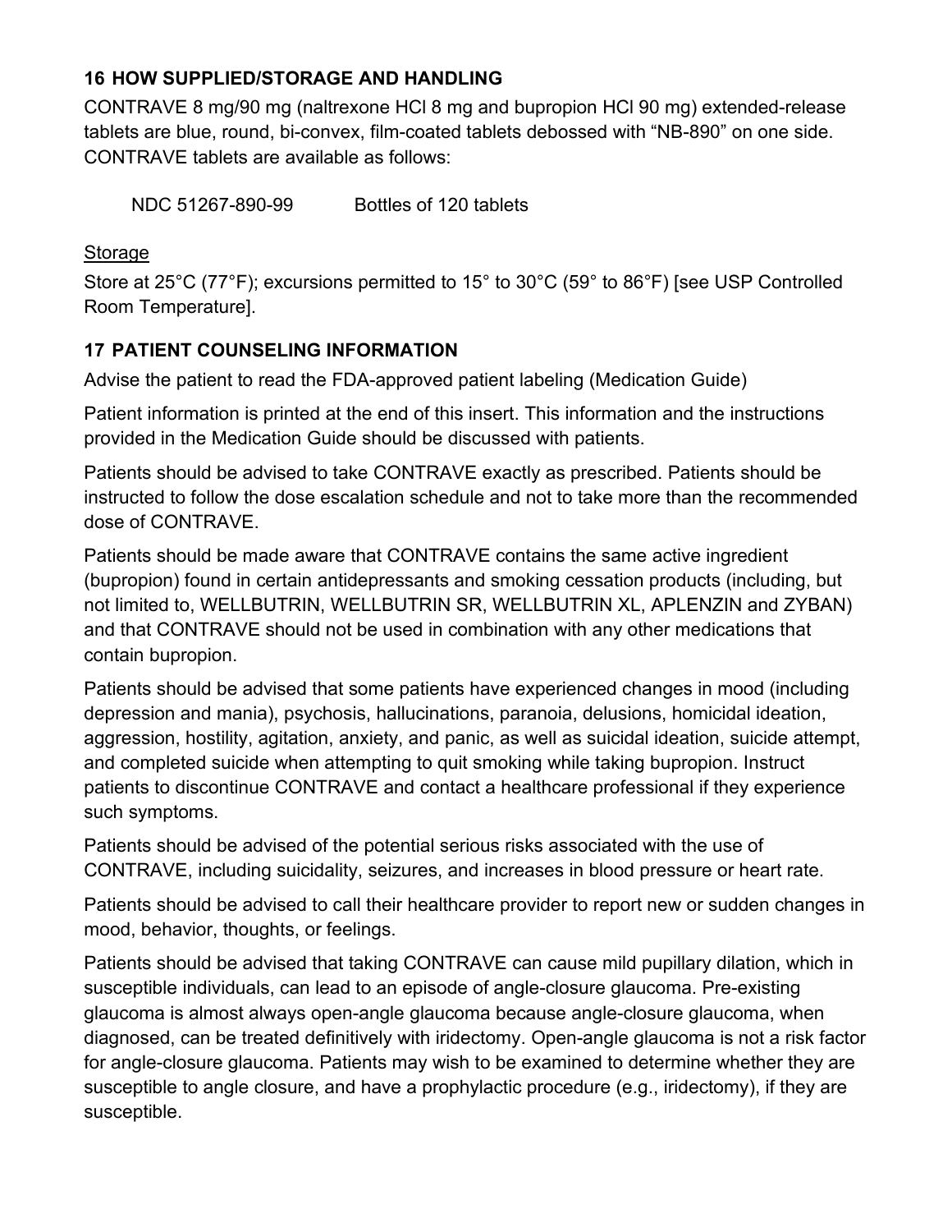## 16 HOW SUPPLIED/STORAGE AND HANDLING

CONTRAVE 8 mg/90 mg (naltrexone HCl 8 mg and bupropion HCl 90 mg) extended-release tablets are blue, round, bi-convex, film-coated tablets debossed with “NB-890” on one side. CONTRAVE tablets are available as follows:

| NDC 51267-890-99 | Bottles of 120 tablets |
|---|---|

Storage

Store at 25°C (77°F); excursions permitted to 15° to 30°C (59° to 86°F) [see USP Controlled Room Temperature].

## 17 PATIENT COUNSELING INFORMATION

Advise the patient to read the FDA-approved patient labeling (Medication Guide)

Patient information is printed at the end of this insert. This information and the instructions provided in the Medication Guide should be discussed with patients.

Patients should be advised to take CONTRAVE exactly as prescribed. Patients should be instructed to follow the dose escalation schedule and not to take more than the recommended dose of CONTRAVE.

Patients should be made aware that CONTRAVE contains the same active ingredient (bupropion) found in certain antidepressants and smoking cessation products (including, but not limited to, WELLBUTRIN, WELLBUTRIN SR, WELLBUTRIN XL, APLENZIN and ZYBAN) and that CONTRAVE should not be used in combination with any other medications that contain bupropion.

Patients should be advised that some patients have experienced changes in mood (including depression and mania), psychosis, hallucinations, paranoia, delusions, homicidal ideation, aggression, hostility, agitation, anxiety, and panic, as well as suicidal ideation, suicide attempt, and completed suicide when attempting to quit smoking while taking bupropion. Instruct patients to discontinue CONTRAVE and contact a healthcare professional if they experience such symptoms.

Patients should be advised of the potential serious risks associated with the use of CONTRAVE, including suicidality, seizures, and increases in blood pressure or heart rate.

Patients should be advised to call their healthcare provider to report new or sudden changes in mood, behavior, thoughts, or feelings.

Patients should be advised that taking CONTRAVE can cause mild pupillary dilation, which in susceptible individuals, can lead to an episode of angle-closure glaucoma. Pre-existing glaucoma is almost always open-angle glaucoma because angle-closure glaucoma, when diagnosed, can be treated definitively with iridectomy. Open-angle glaucoma is not a risk factor for angle-closure glaucoma. Patients may wish to be examined to determine whether they are susceptible to angle closure, and have a prophylactic procedure (e.g., iridectomy), if they are susceptible.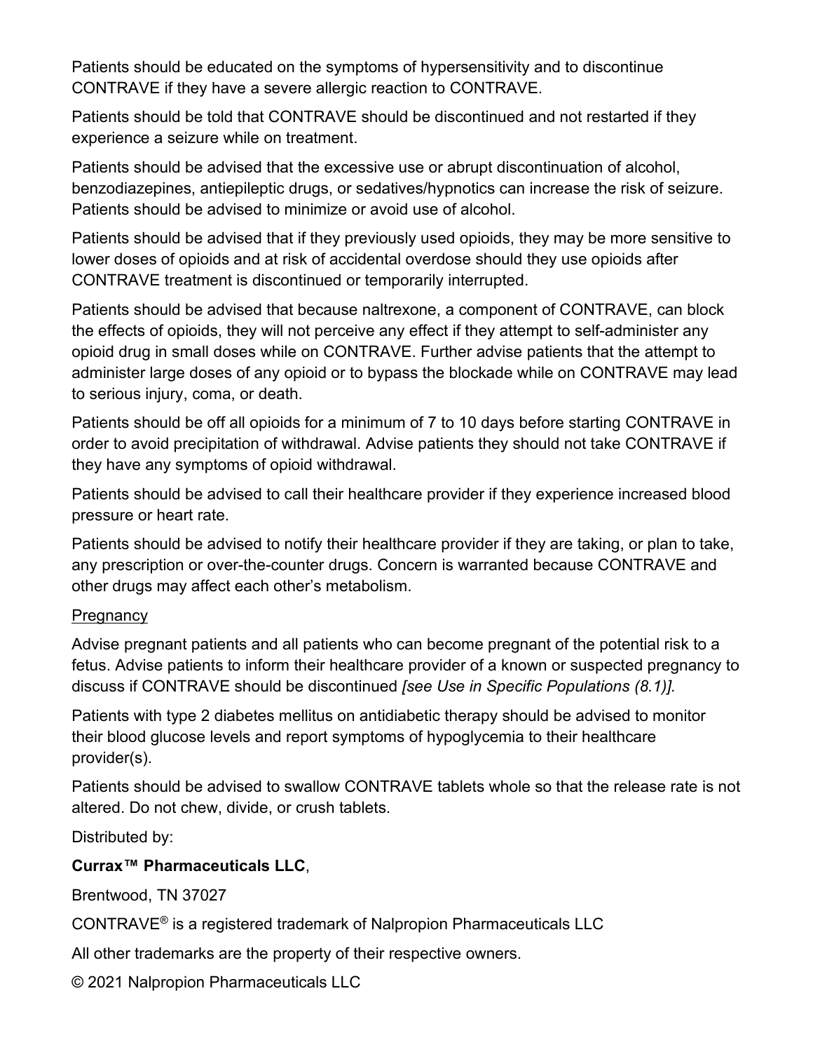Patients should be educated on the symptoms of hypersensitivity and to discontinue CONTRAVE if they have a severe allergic reaction to CONTRAVE.

Patients should be told that CONTRAVE should be discontinued and not restarted if they experience a seizure while on treatment.

Patients should be advised that the excessive use or abrupt discontinuation of alcohol, benzodiazepines, antiepileptic drugs, or sedatives/hypnotics can increase the risk of seizure. Patients should be advised to minimize or avoid use of alcohol.

Patients should be advised that if they previously used opioids, they may be more sensitive to lower doses of opioids and at risk of accidental overdose should they use opioids after CONTRAVE treatment is discontinued or temporarily interrupted.

Patients should be advised that because naltrexone, a component of CONTRAVE, can block the effects of opioids, they will not perceive any effect if they attempt to self-administer any opioid drug in small doses while on CONTRAVE. Further advise patients that the attempt to administer large doses of any opioid or to bypass the blockade while on CONTRAVE may lead to serious injury, coma, or death.

Patients should be off all opioids for a minimum of 7 to 10 days before starting CONTRAVE in order to avoid precipitation of withdrawal. Advise patients they should not take CONTRAVE if they have any symptoms of opioid withdrawal.

Patients should be advised to call their healthcare provider if they experience increased blood pressure or heart rate.

Patients should be advised to notify their healthcare provider if they are taking, or plan to take, any prescription or over-the-counter drugs. Concern is warranted because CONTRAVE and other drugs may affect each other's metabolism.

<u>Pregnancy</u>

Advise pregnant patients and all patients who can become pregnant of the potential risk to a fetus. Advise patients to inform their healthcare provider of a known or suspected pregnancy to discuss if CONTRAVE should be discontinued *[see Use in Specific Populations (8.1)].*

Patients with type 2 diabetes mellitus on antidiabetic therapy should be advised to monitor their blood glucose levels and report symptoms of hypoglycemia to their healthcare provider(s).

Patients should be advised to swallow CONTRAVE tablets whole so that the release rate is not altered. Do not chew, divide, or crush tablets.

Distributed by:

**Currax™ Pharmaceuticals LLC**,

Brentwood, TN 37027

CONTRAVE® is a registered trademark of Nalpropion Pharmaceuticals LLC

All other trademarks are the property of their respective owners.

© 2021 Nalpropion Pharmaceuticals LLC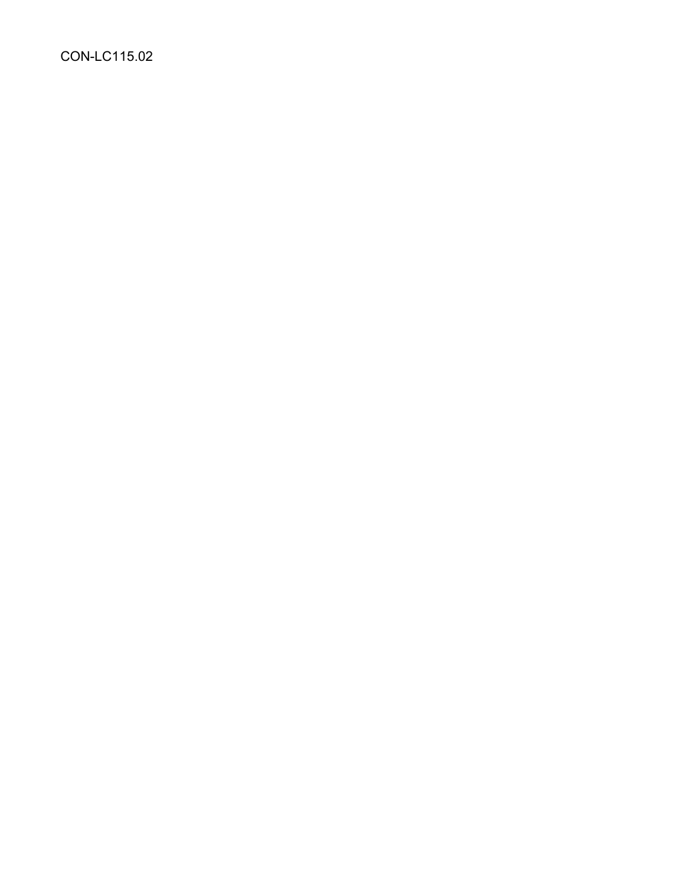CON-LC115.02